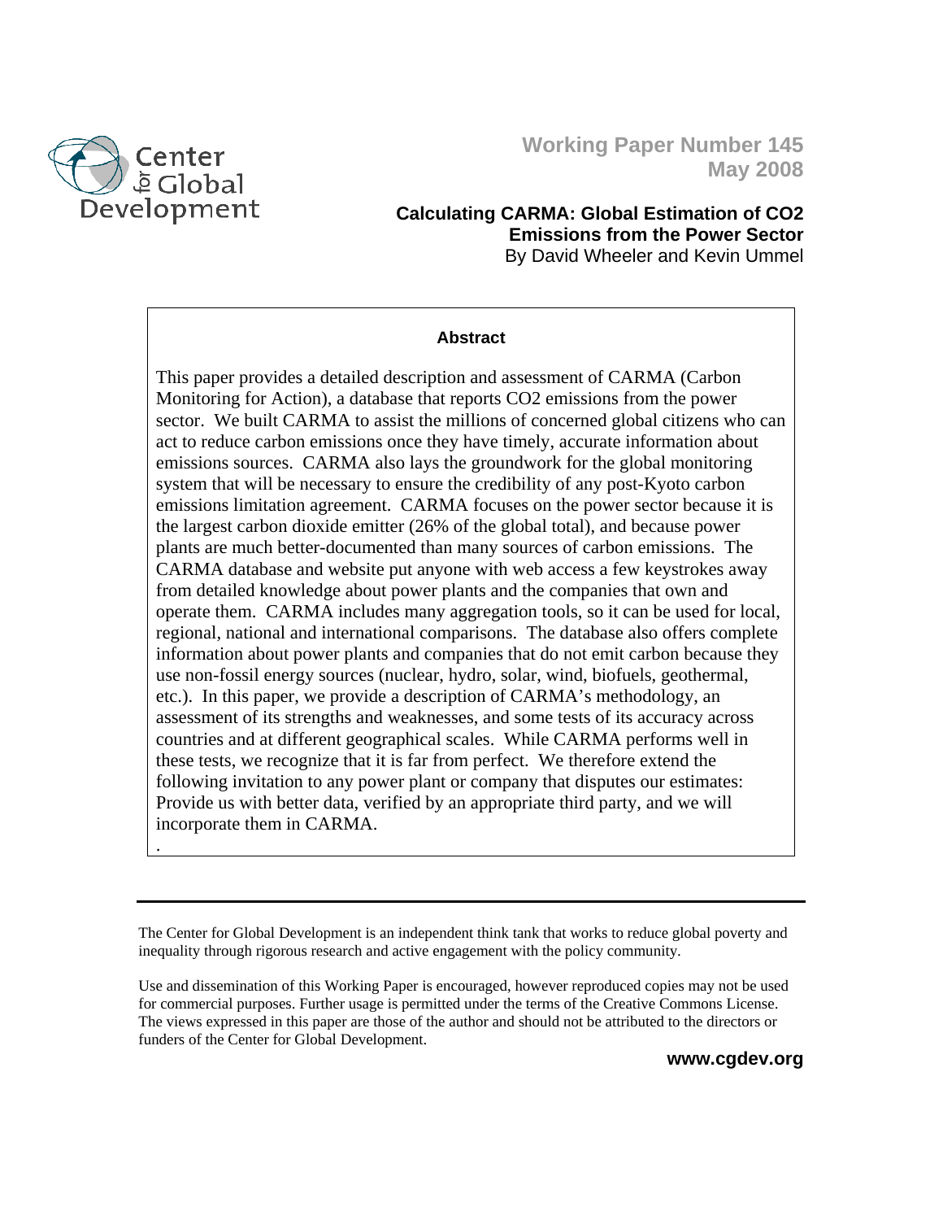Center for Global Development

**Working Paper Number 145**
**May 2008**

# Calculating CARMA: Global Estimation of $CO_2$ Emissions from the Power Sector

By David Wheeler and Kevin Ummel

## Abstract

This paper provides a detailed description and assessment of CARMA (Carbon Monitoring for Action), a database that reports $CO_2$ emissions from the power sector. We built CARMA to assist the millions of concerned global citizens who can act to reduce carbon emissions once they have timely, accurate information about emissions sources. CARMA also lays the groundwork for the global monitoring system that will be necessary to ensure the credibility of any post-Kyoto carbon emissions limitation agreement. CARMA focuses on the power sector because it is the largest carbon dioxide emitter (26% of the global total), and because power plants are much better-documented than many sources of carbon emissions. The CARMA database and website put anyone with web access a few keystrokes away from detailed knowledge about power plants and the companies that own and operate them. CARMA includes many aggregation tools, so it can be used for local, regional, national and international comparisons. The database also offers complete information about power plants and companies that do not emit carbon because they use non-fossil energy sources (nuclear, hydro, solar, wind, biofuels, geothermal, etc.). In this paper, we provide a description of CARMA's methodology, an assessment of its strengths and weaknesses, and some tests of its accuracy across countries and at different geographical scales. While CARMA performs well in these tests, we recognize that it is far from perfect. We therefore extend the following invitation to any power plant or company that disputes our estimates: Provide us with better data, verified by an appropriate third party, and we will incorporate them in CARMA.

.

---

The Center for Global Development is an independent think tank that works to reduce global poverty and inequality through rigorous research and active engagement with the policy community.

Use and dissemination of this Working Paper is encouraged, however reproduced copies may not be used for commercial purposes. Further usage is permitted under the terms of the Creative Commons License. The views expressed in this paper are those of the author and should not be attributed to the directors or funders of the Center for Global Development.

**www.cgdev.org**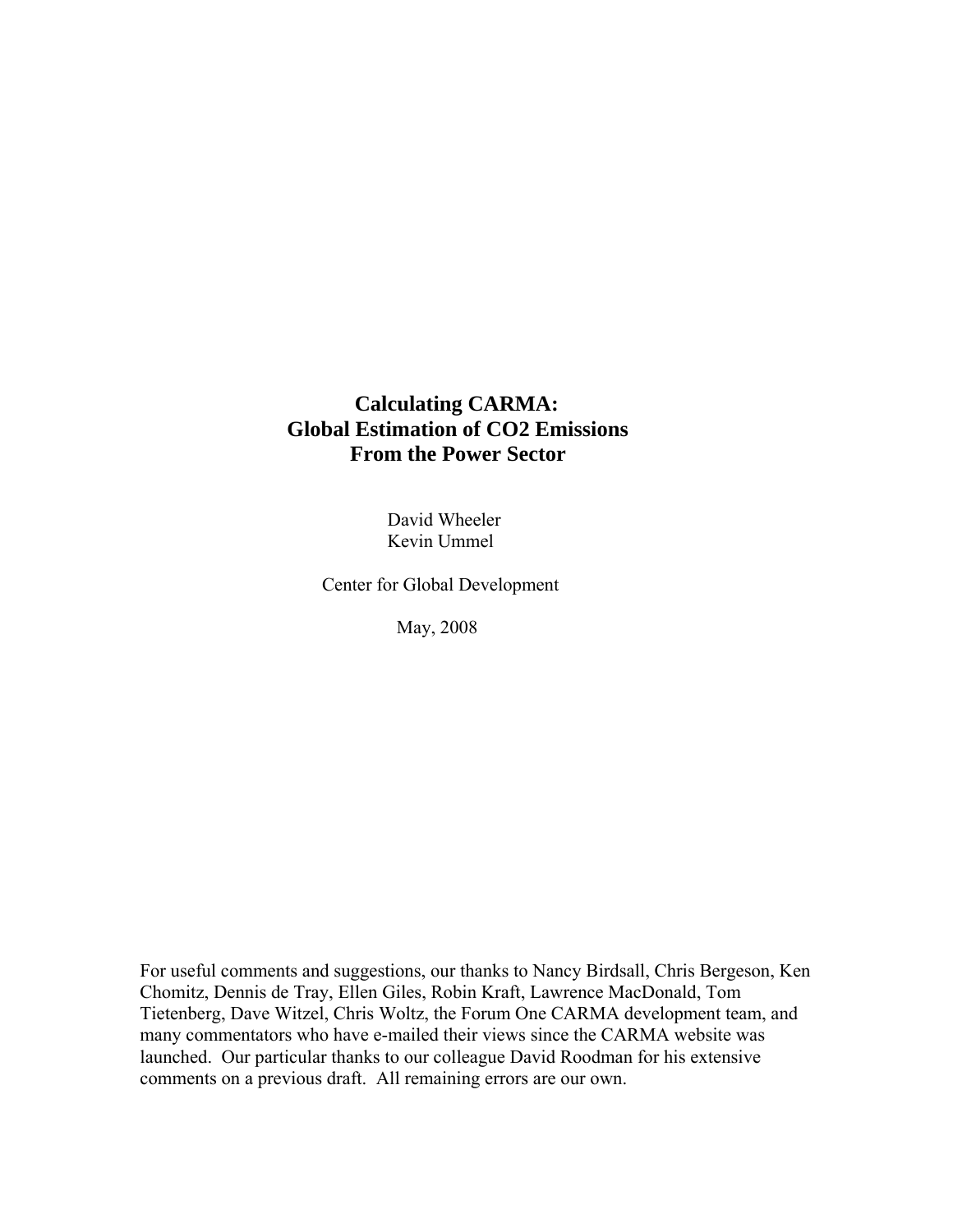# Calculating CARMA: Global Estimation of CO2 Emissions From the Power Sector

David Wheeler
Kevin Ummel

Center for Global Development

May, 2008

For useful comments and suggestions, our thanks to Nancy Birdsall, Chris Bergeson, Ken Chomitz, Dennis de Tray, Ellen Giles, Robin Kraft, Lawrence MacDonald, Tom Tietenberg, Dave Witzel, Chris Woltz, the Forum One CARMA development team, and many commentators who have e-mailed their views since the CARMA website was launched. Our particular thanks to our colleague David Roodman for his extensive comments on a previous draft. All remaining errors are our own.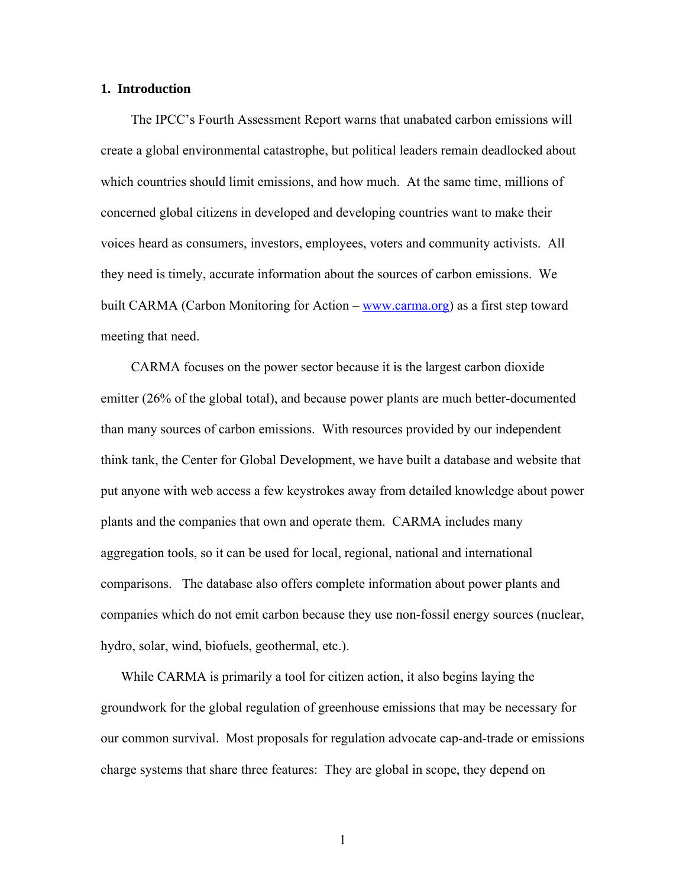## 1. Introduction

The IPCC's Fourth Assessment Report warns that unabated carbon emissions will create a global environmental catastrophe, but political leaders remain deadlocked about which countries should limit emissions, and how much. At the same time, millions of concerned global citizens in developed and developing countries want to make their voices heard as consumers, investors, employees, voters and community activists. All they need is timely, accurate information about the sources of carbon emissions. We built CARMA (Carbon Monitoring for Action – [www.carma.org](http://www.carma.org)) as a first step toward meeting that need.

CARMA focuses on the power sector because it is the largest carbon dioxide emitter (26% of the global total), and because power plants are much better-documented than many sources of carbon emissions. With resources provided by our independent think tank, the Center for Global Development, we have built a database and website that put anyone with web access a few keystrokes away from detailed knowledge about power plants and the companies that own and operate them. CARMA includes many aggregation tools, so it can be used for local, regional, national and international comparisons. The database also offers complete information about power plants and companies which do not emit carbon because they use non-fossil energy sources (nuclear, hydro, solar, wind, biofuels, geothermal, etc.).

While CARMA is primarily a tool for citizen action, it also begins laying the groundwork for the global regulation of greenhouse emissions that may be necessary for our common survival. Most proposals for regulation advocate cap-and-trade or emissions charge systems that share three features: They are global in scope, they depend on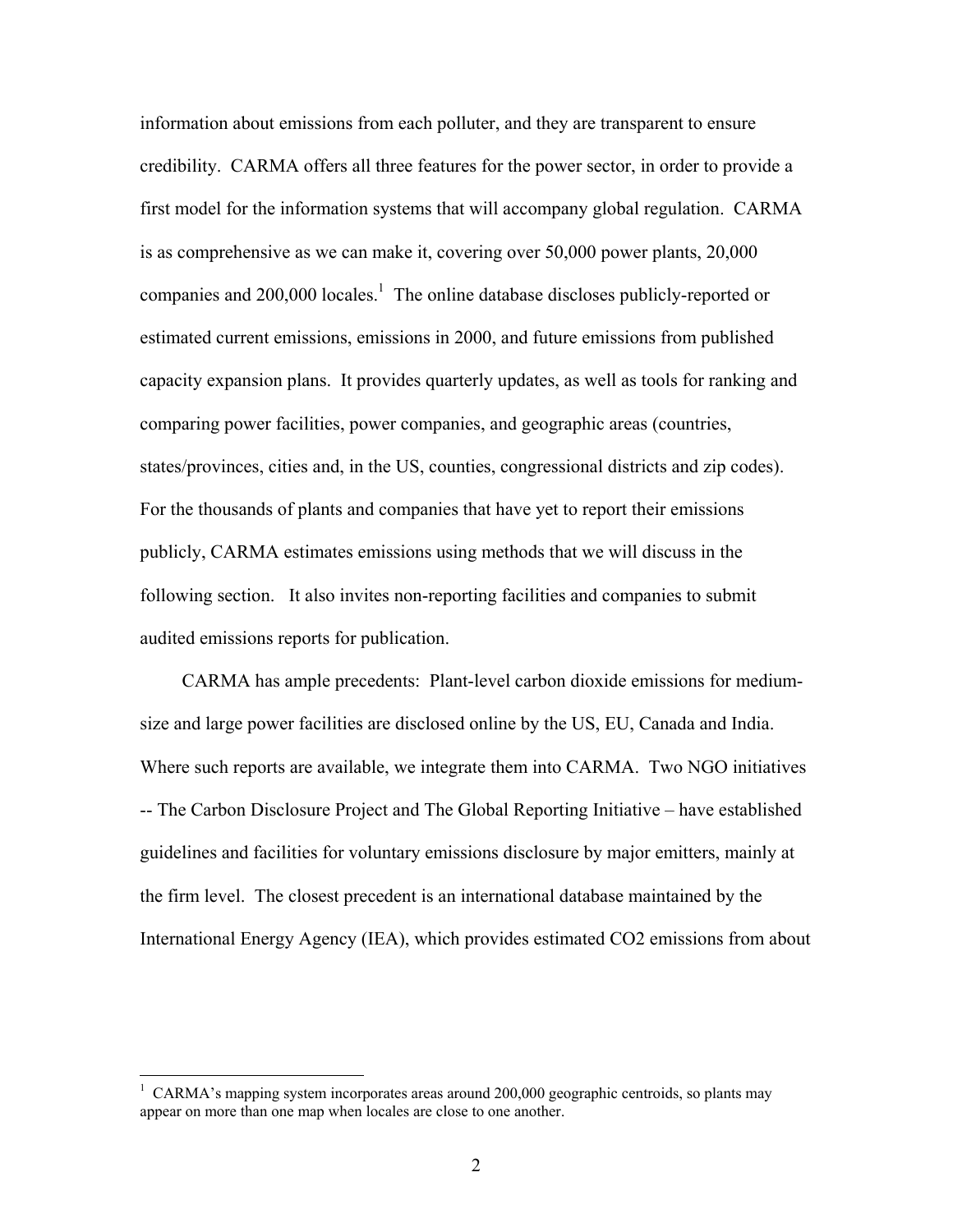information about emissions from each polluter, and they are transparent to ensure credibility. CARMA offers all three features for the power sector, in order to provide a first model for the information systems that will accompany global regulation. CARMA is as comprehensive as we can make it, covering over 50,000 power plants, 20,000 companies and 200,000 locales.[1] The online database discloses publicly-reported or estimated current emissions, emissions in 2000, and future emissions from published capacity expansion plans. It provides quarterly updates, as well as tools for ranking and comparing power facilities, power companies, and geographic areas (countries, states/provinces, cities and, in the US, counties, congressional districts and zip codes). For the thousands of plants and companies that have yet to report their emissions publicly, CARMA estimates emissions using methods that we will discuss in the following section. It also invites non-reporting facilities and companies to submit audited emissions reports for publication.

CARMA has ample precedents: Plant-level carbon dioxide emissions for medium-size and large power facilities are disclosed online by the US, EU, Canada and India. Where such reports are available, we integrate them into CARMA. Two NGO initiatives -- The Carbon Disclosure Project and The Global Reporting Initiative – have established guidelines and facilities for voluntary emissions disclosure by major emitters, mainly at the firm level. The closest precedent is an international database maintained by the International Energy Agency (IEA), which provides estimated $CO_2$ emissions from about

[1] CARMA's mapping system incorporates areas around 200,000 geographic centroids, so plants may appear on more than one map when locales are close to one another.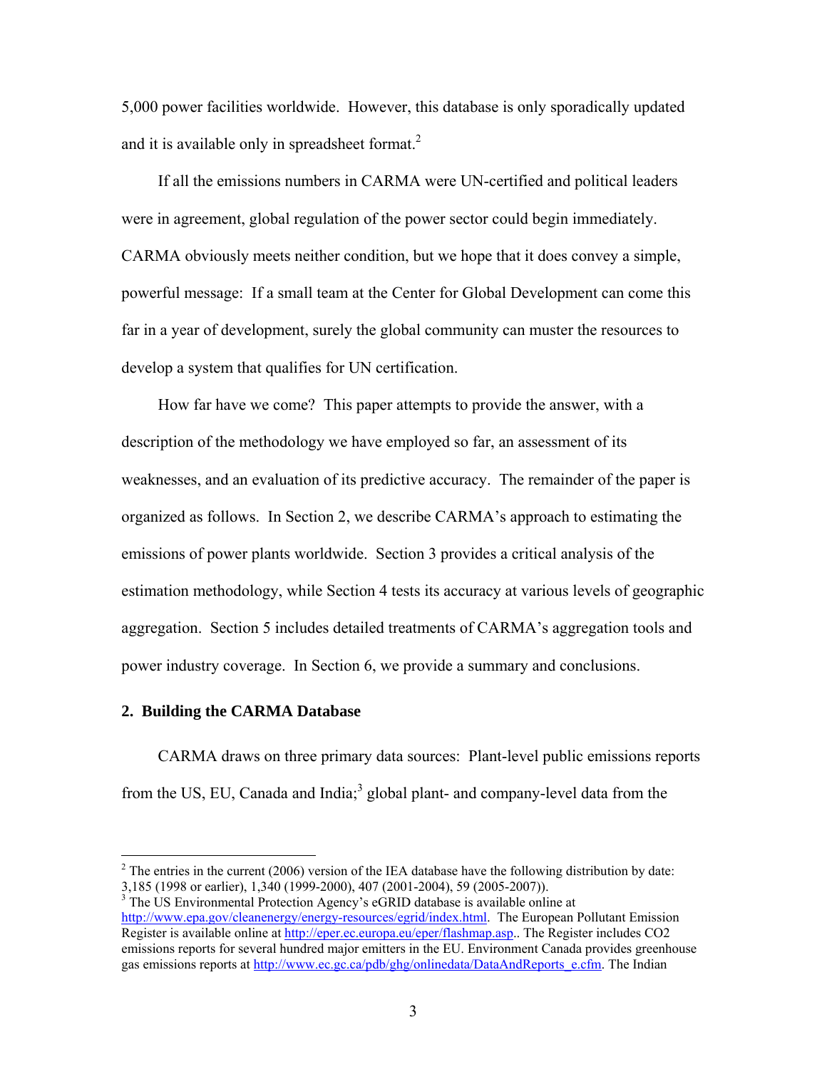5,000 power facilities worldwide. However, this database is only sporadically updated and it is available only in spreadsheet format.[2]

If all the emissions numbers in CARMA were UN-certified and political leaders were in agreement, global regulation of the power sector could begin immediately. CARMA obviously meets neither condition, but we hope that it does convey a simple, powerful message: If a small team at the Center for Global Development can come this far in a year of development, surely the global community can muster the resources to develop a system that qualifies for UN certification.

How far have we come? This paper attempts to provide the answer, with a description of the methodology we have employed so far, an assessment of its weaknesses, and an evaluation of its predictive accuracy. The remainder of the paper is organized as follows. In Section 2, we describe CARMA's approach to estimating the emissions of power plants worldwide. Section 3 provides a critical analysis of the estimation methodology, while Section 4 tests its accuracy at various levels of geographic aggregation. Section 5 includes detailed treatments of CARMA's aggregation tools and power industry coverage. In Section 6, we provide a summary and conclusions.

## 2. Building the CARMA Database

CARMA draws on three primary data sources: Plant-level public emissions reports from the US, EU, Canada and India;[3] global plant- and company-level data from the

---

[2] The entries in the current (2006) version of the IEA database have the following distribution by date: 3,185 (1998 or earlier), 1,340 (1999-2000), 407 (2001-2004), 59 (2005-2007)).

[3] The US Environmental Protection Agency's eGRID database is available online at http://www.epa.gov/cleanenergy/energy-resources/egrid/index.html. The European Pollutant Emission Register is available online at http://eper.ec.europa.eu/eper/flashmap.asp.. The Register includes CO2 emissions reports for several hundred major emitters in the EU. Environment Canada provides greenhouse gas emissions reports at http://www.ec.gc.ca/pdb/ghg/onlinedata/DataAndReports_e.cfm. The Indian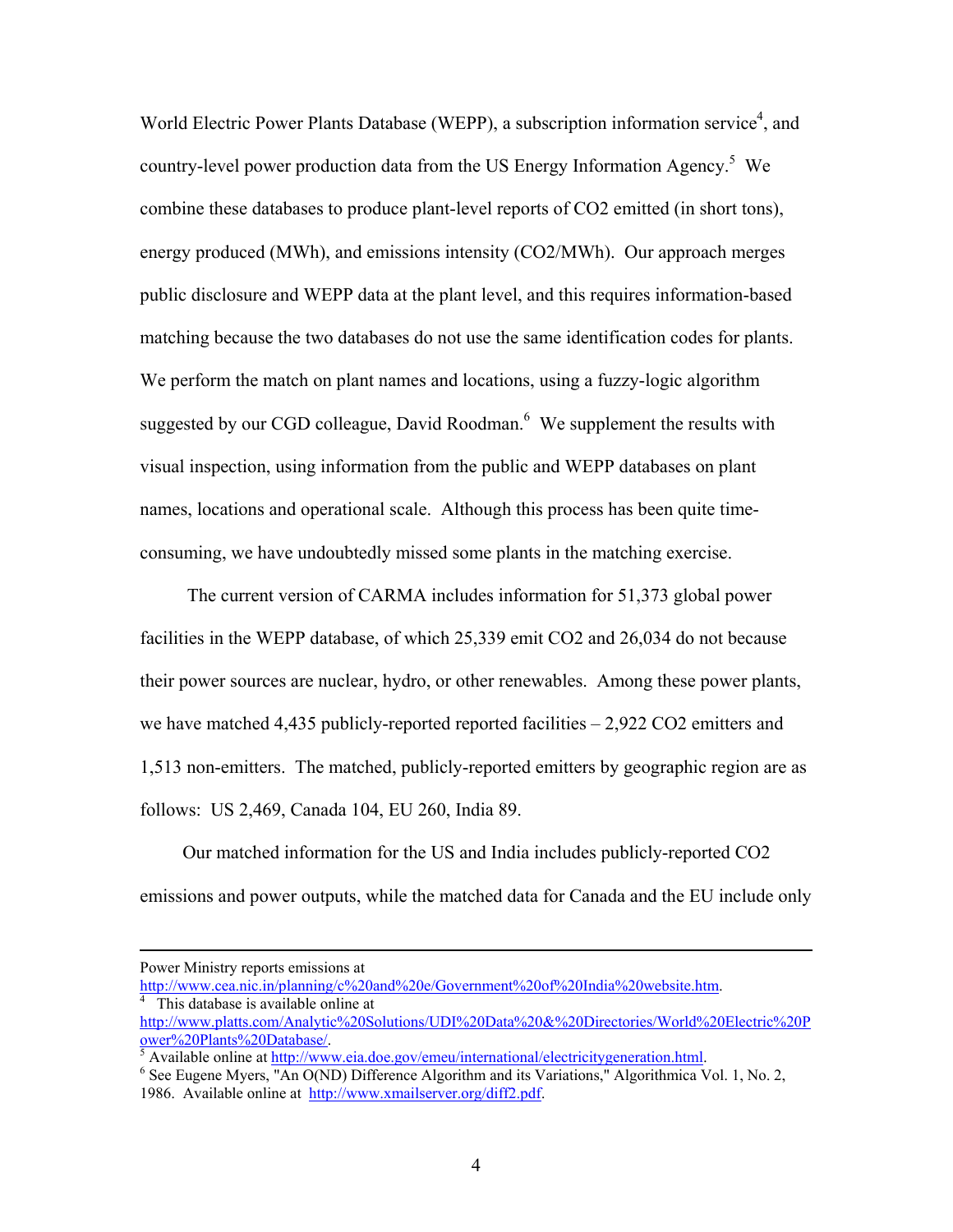World Electric Power Plants Database (WEPP), a subscription information service[4], and country-level power production data from the US Energy Information Agency.[5] We combine these databases to produce plant-level reports of $CO_2$ emitted (in short tons), energy produced (MWh), and emissions intensity ($CO_2$/MWh). Our approach merges public disclosure and WEPP data at the plant level, and this requires information-based matching because the two databases do not use the same identification codes for plants. We perform the match on plant names and locations, using a fuzzy-logic algorithm suggested by our CGD colleague, David Roodman.[6] We supplement the results with visual inspection, using information from the public and WEPP databases on plant names, locations and operational scale. Although this process has been quite time-consuming, we have undoubtedly missed some plants in the matching exercise.

The current version of CARMA includes information for 51,373 global power facilities in the WEPP database, of which 25,339 emit $CO_2$ and 26,034 do not because their power sources are nuclear, hydro, or other renewables. Among these power plants, we have matched 4,435 publicly-reported reported facilities – 2,922 $CO_2$ emitters and 1,513 non-emitters. The matched, publicly-reported emitters by geographic region are as follows: US 2,469, Canada 104, EU 260, India 89.

Our matched information for the US and India includes publicly-reported $CO_2$ emissions and power outputs, while the matched data for Canada and the EU include only

---

Power Ministry reports emissions at http://www.cea.nic.in/planning/c%20and%20e/Government%20of%20India%20website.htm.

[4] This database is available online at http://www.platts.com/Analytic%20Solutions/UDI%20Data%20&%20Directories/World%20Electric%20Power%20Plants%20Database/.

[5] Available online at http://www.eia.doe.gov/emeu/international/electricitygeneration.html.

[6] See Eugene Myers, "An O(ND) Difference Algorithm and its Variations," Algorithmica Vol. 1, No. 2, 1986. Available online at http://www.xmailserver.org/diff2.pdf.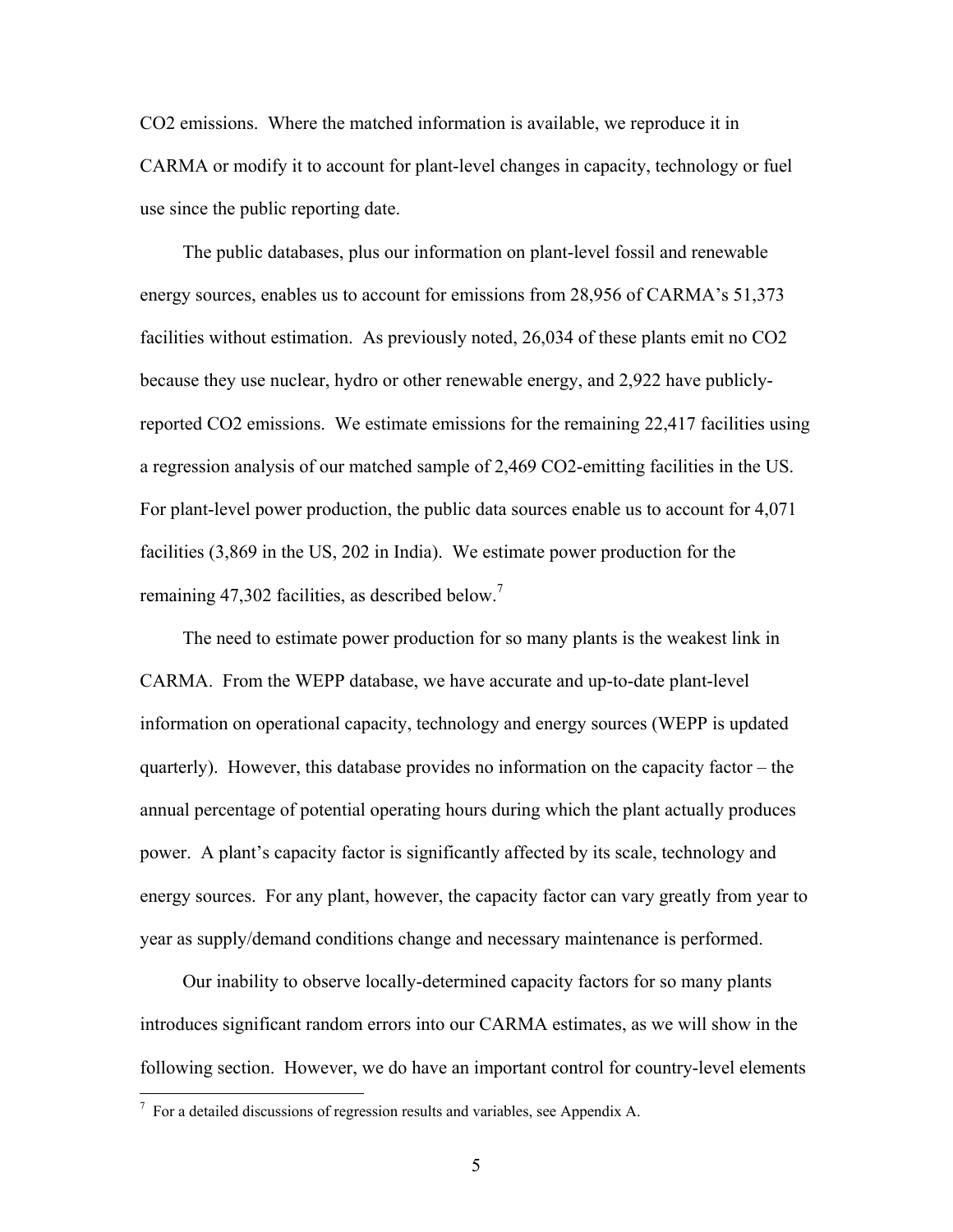$CO_2$ emissions. Where the matched information is available, we reproduce it in CARMA or modify it to account for plant-level changes in capacity, technology or fuel use since the public reporting date.

The public databases, plus our information on plant-level fossil and renewable energy sources, enables us to account for emissions from 28,956 of CARMA's 51,373 facilities without estimation. As previously noted, 26,034 of these plants emit no $CO_2$ because they use nuclear, hydro or other renewable energy, and 2,922 have publicly-reported $CO_2$ emissions. We estimate emissions for the remaining 22,417 facilities using a regression analysis of our matched sample of 2,469 $CO_2$-emitting facilities in the US. For plant-level power production, the public data sources enable us to account for 4,071 facilities (3,869 in the US, 202 in India). We estimate power production for the remaining 47,302 facilities, as described below.[7]

The need to estimate power production for so many plants is the weakest link in CARMA. From the WEPP database, we have accurate and up-to-date plant-level information on operational capacity, technology and energy sources (WEPP is updated quarterly). However, this database provides no information on the capacity factor – the annual percentage of potential operating hours during which the plant actually produces power. A plant's capacity factor is significantly affected by its scale, technology and energy sources. For any plant, however, the capacity factor can vary greatly from year to year as supply/demand conditions change and necessary maintenance is performed.

Our inability to observe locally-determined capacity factors for so many plants introduces significant random errors into our CARMA estimates, as we will show in the following section. However, we do have an important control for country-level elements

[7] For a detailed discussions of regression results and variables, see Appendix A.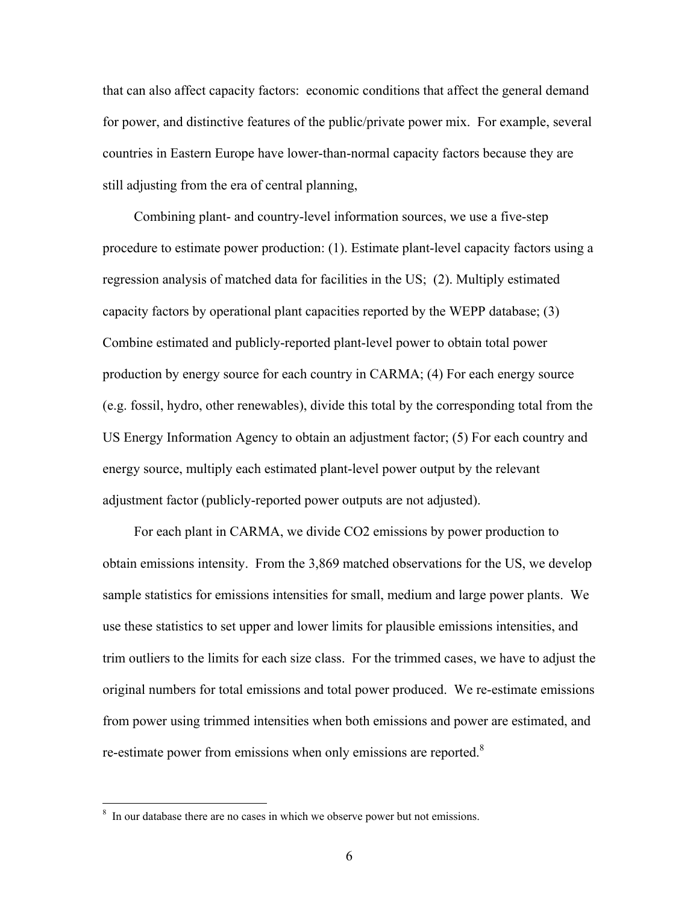that can also affect capacity factors: economic conditions that affect the general demand for power, and distinctive features of the public/private power mix. For example, several countries in Eastern Europe have lower-than-normal capacity factors because they are still adjusting from the era of central planning,

Combining plant- and country-level information sources, we use a five-step procedure to estimate power production: (1). Estimate plant-level capacity factors using a regression analysis of matched data for facilities in the US; (2). Multiply estimated capacity factors by operational plant capacities reported by the WEPP database; (3) Combine estimated and publicly-reported plant-level power to obtain total power production by energy source for each country in CARMA; (4) For each energy source (e.g. fossil, hydro, other renewables), divide this total by the corresponding total from the US Energy Information Agency to obtain an adjustment factor; (5) For each country and energy source, multiply each estimated plant-level power output by the relevant adjustment factor (publicly-reported power outputs are not adjusted).

For each plant in CARMA, we divide $CO_2$ emissions by power production to obtain emissions intensity. From the 3,869 matched observations for the US, we develop sample statistics for emissions intensities for small, medium and large power plants. We use these statistics to set upper and lower limits for plausible emissions intensities, and trim outliers to the limits for each size class. For the trimmed cases, we have to adjust the original numbers for total emissions and total power produced. We re-estimate emissions from power using trimmed intensities when both emissions and power are estimated, and re-estimate power from emissions when only emissions are reported.[8]

[8] In our database there are no cases in which we observe power but not emissions.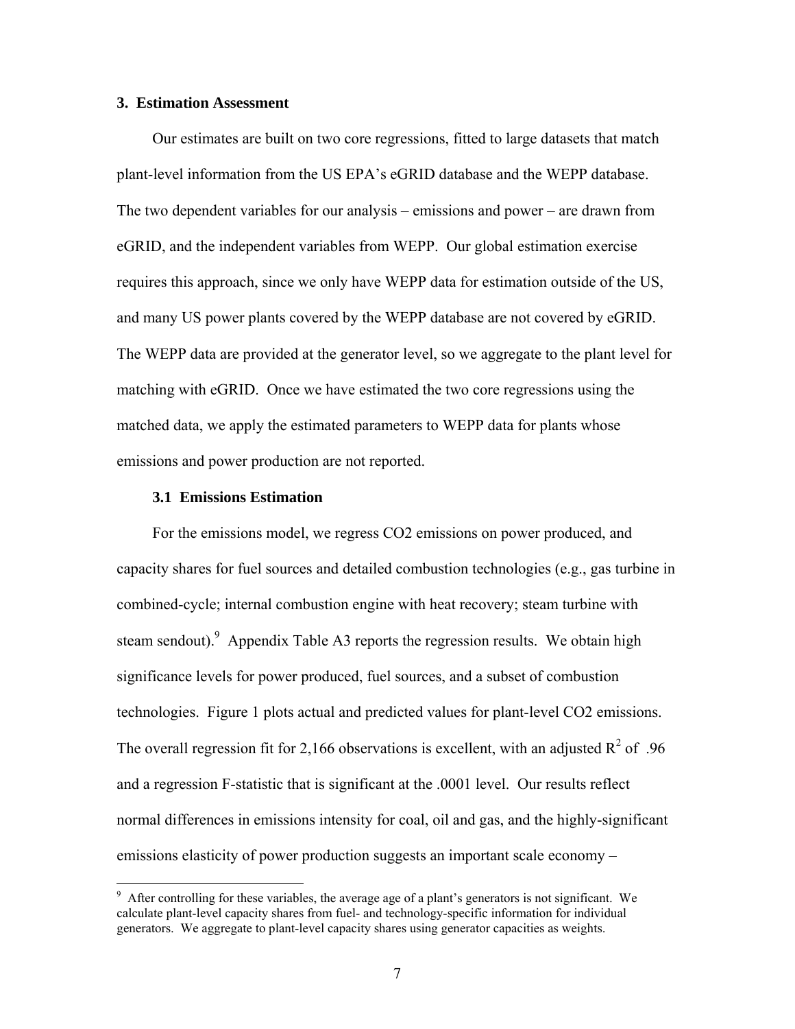## 3. Estimation Assessment

Our estimates are built on two core regressions, fitted to large datasets that match plant-level information from the US EPA's eGRID database and the WEPP database. The two dependent variables for our analysis – emissions and power – are drawn from eGRID, and the independent variables from WEPP. Our global estimation exercise requires this approach, since we only have WEPP data for estimation outside of the US, and many US power plants covered by the WEPP database are not covered by eGRID. The WEPP data are provided at the generator level, so we aggregate to the plant level for matching with eGRID. Once we have estimated the two core regressions using the matched data, we apply the estimated parameters to WEPP data for plants whose emissions and power production are not reported.

### 3.1 Emissions Estimation

For the emissions model, we regress CO2 emissions on power produced, and capacity shares for fuel sources and detailed combustion technologies (e.g., gas turbine in combined-cycle; internal combustion engine with heat recovery; steam turbine with steam sendout).[9] Appendix Table A3 reports the regression results. We obtain high significance levels for power produced, fuel sources, and a subset of combustion technologies. Figure 1 plots actual and predicted values for plant-level CO2 emissions. The overall regression fit for 2,166 observations is excellent, with an adjusted $R^2$ of .96 and a regression F-statistic that is significant at the .0001 level. Our results reflect normal differences in emissions intensity for coal, oil and gas, and the highly-significant emissions elasticity of power production suggests an important scale economy –

[9] After controlling for these variables, the average age of a plant's generators is not significant. We calculate plant-level capacity shares from fuel- and technology-specific information for individual generators. We aggregate to plant-level capacity shares using generator capacities as weights.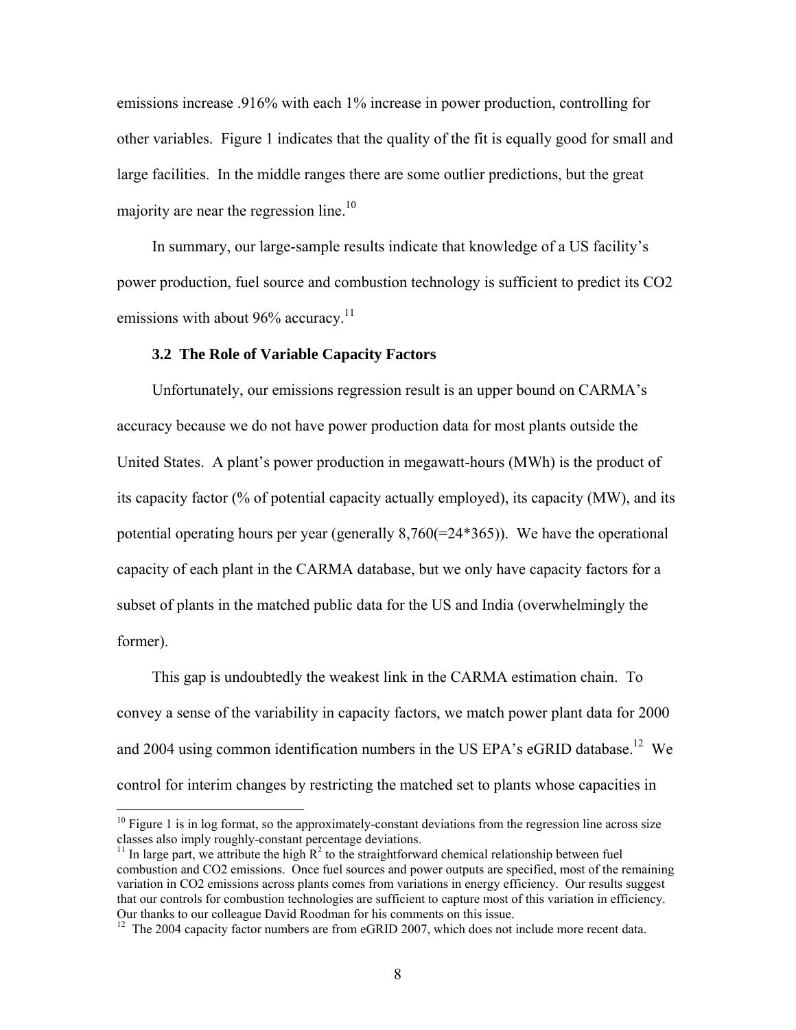emissions increase .916% with each 1% increase in power production, controlling for other variables. Figure 1 indicates that the quality of the fit is equally good for small and large facilities. In the middle ranges there are some outlier predictions, but the great majority are near the regression line.[10]

In summary, our large-sample results indicate that knowledge of a US facility's power production, fuel source and combustion technology is sufficient to predict its CO2 emissions with about 96% accuracy.[11]

### 3.2 The Role of Variable Capacity Factors

Unfortunately, our emissions regression result is an upper bound on CARMA's accuracy because we do not have power production data for most plants outside the United States. A plant's power production in megawatt-hours (MWh) is the product of its capacity factor (% of potential capacity actually employed), its capacity (MW), and its potential operating hours per year (generally 8,760(=24*365)). We have the operational capacity of each plant in the CARMA database, but we only have capacity factors for a subset of plants in the matched public data for the US and India (overwhelmingly the former).

This gap is undoubtedly the weakest link in the CARMA estimation chain. To convey a sense of the variability in capacity factors, we match power plant data for 2000 and 2004 using common identification numbers in the US EPA's eGRID database.[12] We control for interim changes by restricting the matched set to plants whose capacities in

---

[10] Figure 1 is in log format, so the approximately-constant deviations from the regression line across size classes also imply roughly-constant percentage deviations.

[11] In large part, we attribute the high $R^2$ to the straightforward chemical relationship between fuel combustion and CO2 emissions. Once fuel sources and power outputs are specified, most of the remaining variation in CO2 emissions across plants comes from variations in energy efficiency. Our results suggest that our controls for combustion technologies are sufficient to capture most of this variation in efficiency. Our thanks to our colleague David Roodman for his comments on this issue.

[12] The 2004 capacity factor numbers are from eGRID 2007, which does not include more recent data.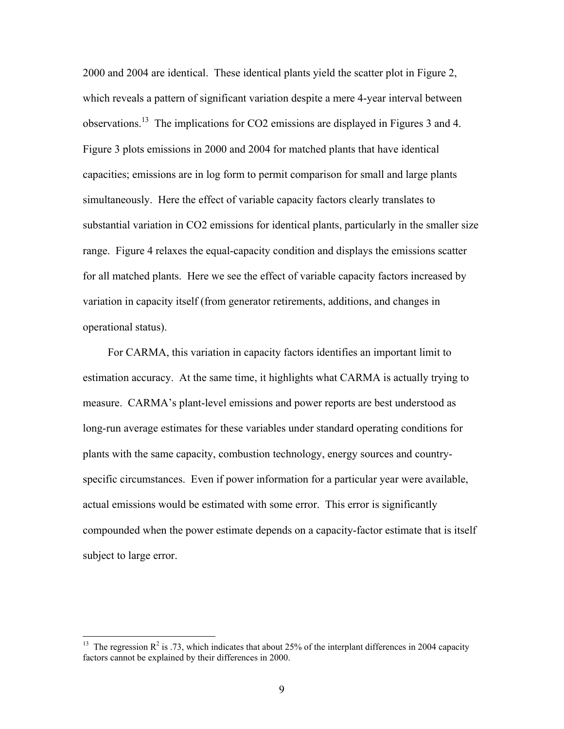2000 and 2004 are identical. These identical plants yield the scatter plot in Figure 2, which reveals a pattern of significant variation despite a mere 4-year interval between observations.[13] The implications for $CO_2$ emissions are displayed in Figures 3 and 4. Figure 3 plots emissions in 2000 and 2004 for matched plants that have identical capacities; emissions are in log form to permit comparison for small and large plants simultaneously. Here the effect of variable capacity factors clearly translates to substantial variation in $CO_2$ emissions for identical plants, particularly in the smaller size range. Figure 4 relaxes the equal-capacity condition and displays the emissions scatter for all matched plants. Here we see the effect of variable capacity factors increased by variation in capacity itself (from generator retirements, additions, and changes in operational status).

For CARMA, this variation in capacity factors identifies an important limit to estimation accuracy. At the same time, it highlights what CARMA is actually trying to measure. CARMA's plant-level emissions and power reports are best understood as long-run average estimates for these variables under standard operating conditions for plants with the same capacity, combustion technology, energy sources and country-specific circumstances. Even if power information for a particular year were available, actual emissions would be estimated with some error. This error is significantly compounded when the power estimate depends on a capacity-factor estimate that is itself subject to large error.

[13] The regression $R^2$ is .73, which indicates that about 25% of the interplant differences in 2004 capacity factors cannot be explained by their differences in 2000.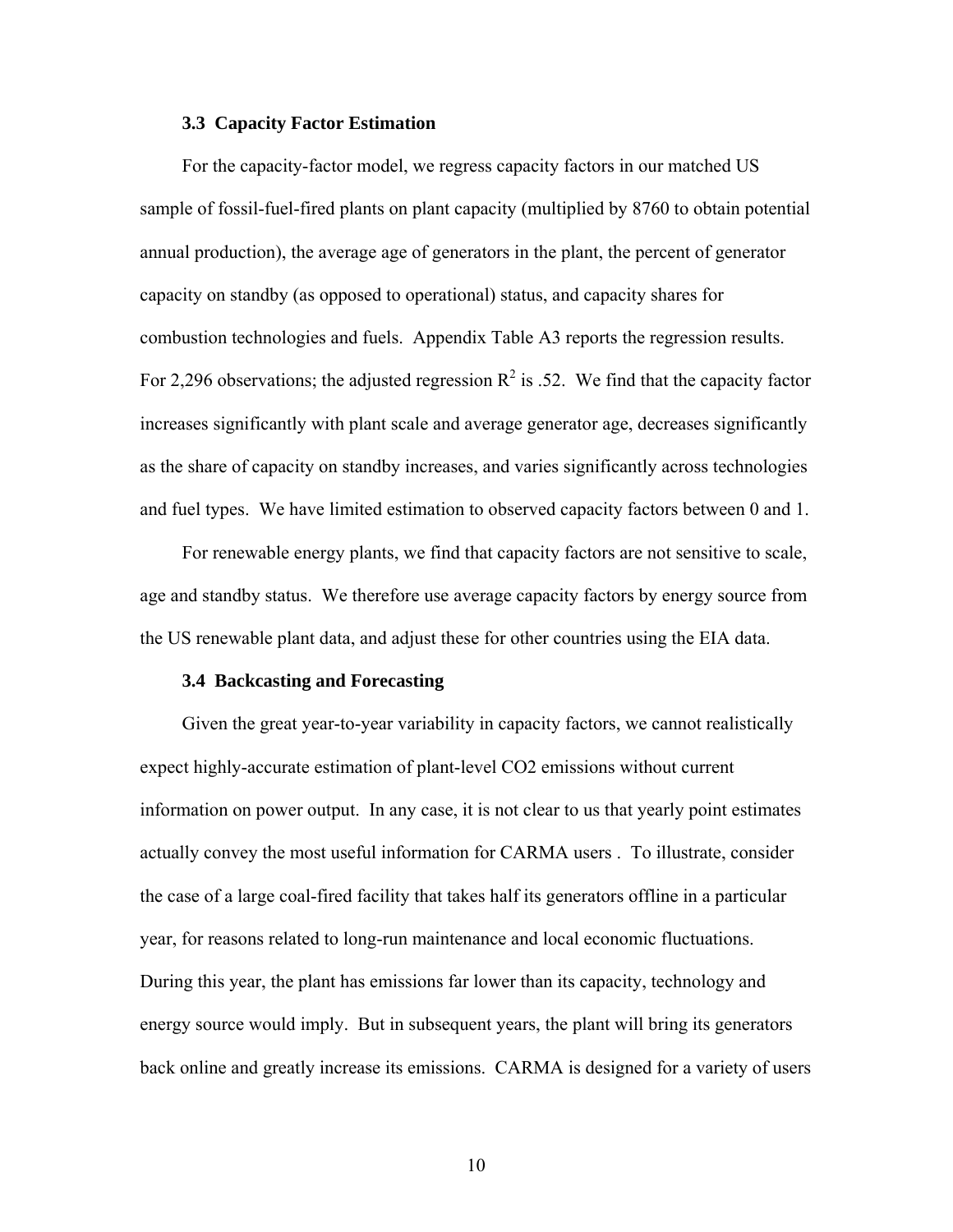### 3.3 Capacity Factor Estimation

For the capacity-factor model, we regress capacity factors in our matched US sample of fossil-fuel-fired plants on plant capacity (multiplied by 8760 to obtain potential annual production), the average age of generators in the plant, the percent of generator capacity on standby (as opposed to operational) status, and capacity shares for combustion technologies and fuels. Appendix Table A3 reports the regression results. For 2,296 observations; the adjusted regression $R^2$ is .52. We find that the capacity factor increases significantly with plant scale and average generator age, decreases significantly as the share of capacity on standby increases, and varies significantly across technologies and fuel types. We have limited estimation to observed capacity factors between 0 and 1.

For renewable energy plants, we find that capacity factors are not sensitive to scale, age and standby status. We therefore use average capacity factors by energy source from the US renewable plant data, and adjust these for other countries using the EIA data.

### 3.4 Backcasting and Forecasting

Given the great year-to-year variability in capacity factors, we cannot realistically expect highly-accurate estimation of plant-level $CO_2$ emissions without current information on power output. In any case, it is not clear to us that yearly point estimates actually convey the most useful information for CARMA users . To illustrate, consider the case of a large coal-fired facility that takes half its generators offline in a particular year, for reasons related to long-run maintenance and local economic fluctuations. During this year, the plant has emissions far lower than its capacity, technology and energy source would imply. But in subsequent years, the plant will bring its generators back online and greatly increase its emissions. CARMA is designed for a variety of users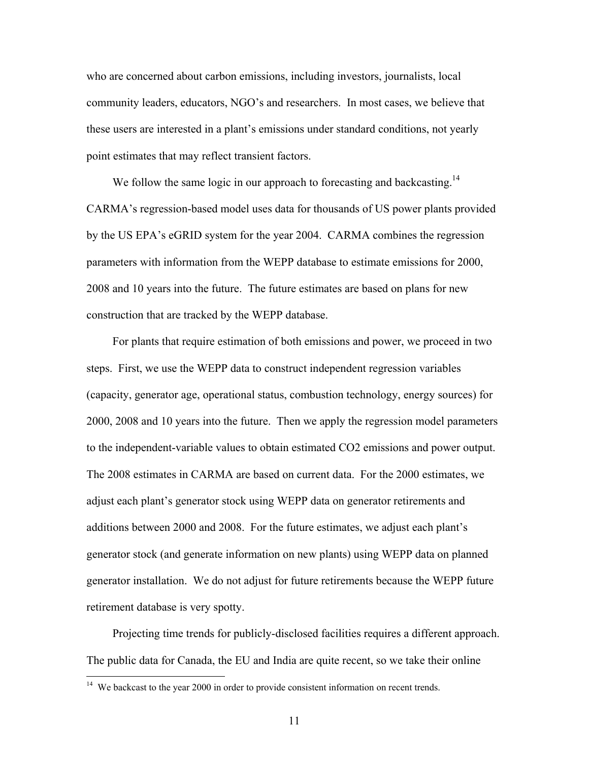who are concerned about carbon emissions, including investors, journalists, local community leaders, educators, NGO's and researchers. In most cases, we believe that these users are interested in a plant's emissions under standard conditions, not yearly point estimates that may reflect transient factors.

We follow the same logic in our approach to forecasting and backcasting.[14] CARMA's regression-based model uses data for thousands of US power plants provided by the US EPA's eGRID system for the year 2004. CARMA combines the regression parameters with information from the WEPP database to estimate emissions for 2000, 2008 and 10 years into the future. The future estimates are based on plans for new construction that are tracked by the WEPP database.

For plants that require estimation of both emissions and power, we proceed in two steps. First, we use the WEPP data to construct independent regression variables (capacity, generator age, operational status, combustion technology, energy sources) for 2000, 2008 and 10 years into the future. Then we apply the regression model parameters to the independent-variable values to obtain estimated $CO_2$ emissions and power output. The 2008 estimates in CARMA are based on current data. For the 2000 estimates, we adjust each plant's generator stock using WEPP data on generator retirements and additions between 2000 and 2008. For the future estimates, we adjust each plant's generator stock (and generate information on new plants) using WEPP data on planned generator installation. We do not adjust for future retirements because the WEPP future retirement database is very spotty.

Projecting time trends for publicly-disclosed facilities requires a different approach. The public data for Canada, the EU and India are quite recent, so we take their online

[14] We backcast to the year 2000 in order to provide consistent information on recent trends.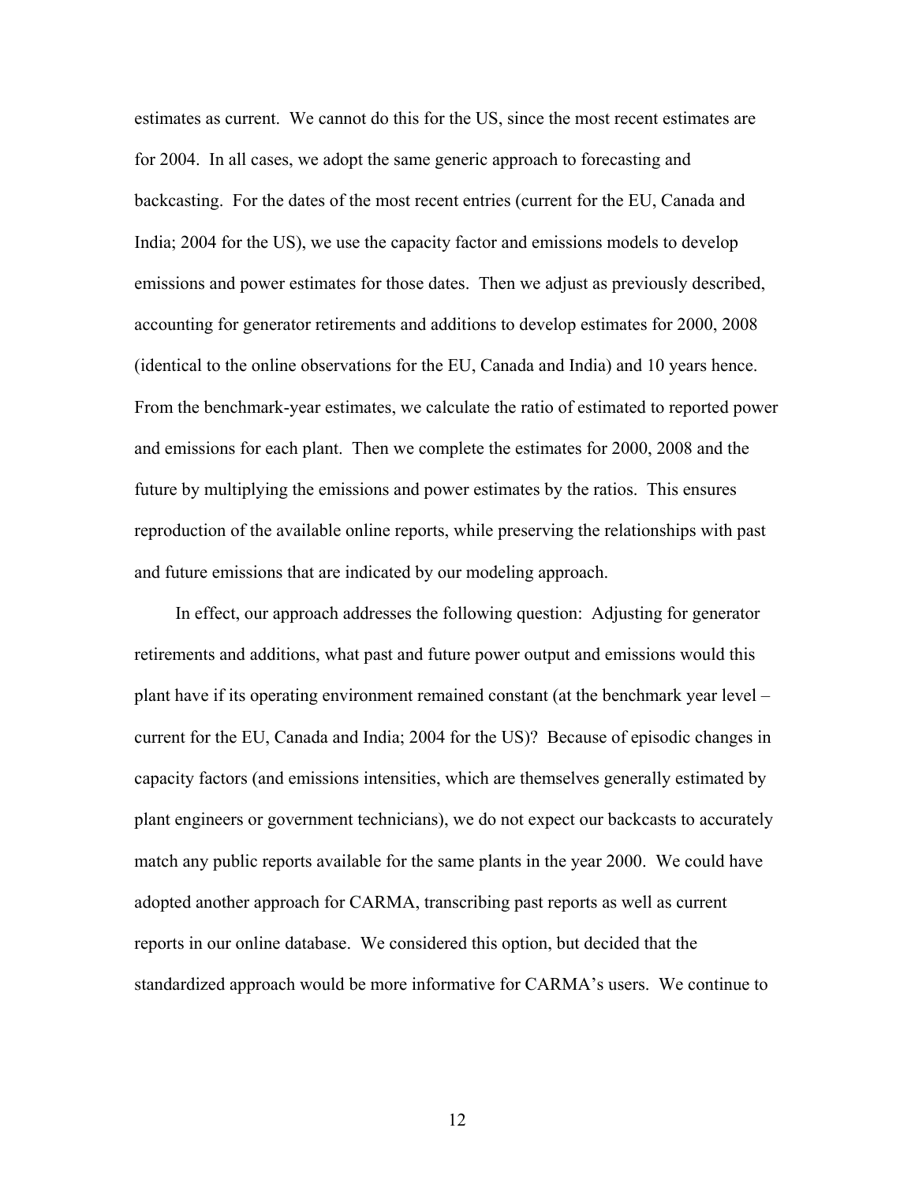estimates as current. We cannot do this for the US, since the most recent estimates are for 2004. In all cases, we adopt the same generic approach to forecasting and backcasting. For the dates of the most recent entries (current for the EU, Canada and India; 2004 for the US), we use the capacity factor and emissions models to develop emissions and power estimates for those dates. Then we adjust as previously described, accounting for generator retirements and additions to develop estimates for 2000, 2008 (identical to the online observations for the EU, Canada and India) and 10 years hence. From the benchmark-year estimates, we calculate the ratio of estimated to reported power and emissions for each plant. Then we complete the estimates for 2000, 2008 and the future by multiplying the emissions and power estimates by the ratios. This ensures reproduction of the available online reports, while preserving the relationships with past and future emissions that are indicated by our modeling approach.

In effect, our approach addresses the following question: Adjusting for generator retirements and additions, what past and future power output and emissions would this plant have if its operating environment remained constant (at the benchmark year level – current for the EU, Canada and India; 2004 for the US)? Because of episodic changes in capacity factors (and emissions intensities, which are themselves generally estimated by plant engineers or government technicians), we do not expect our backcasts to accurately match any public reports available for the same plants in the year 2000. We could have adopted another approach for CARMA, transcribing past reports as well as current reports in our online database. We considered this option, but decided that the standardized approach would be more informative for CARMA's users. We continue to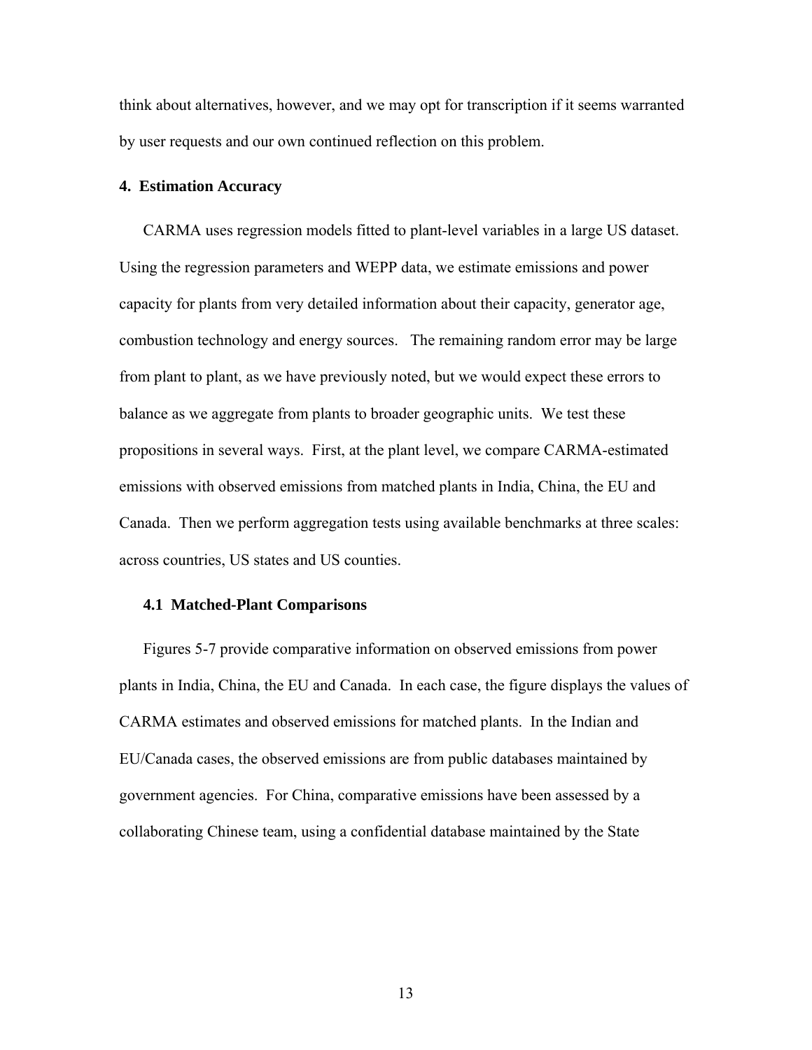think about alternatives, however, and we may opt for transcription if it seems warranted by user requests and our own continued reflection on this problem.

## 4. Estimation Accuracy

CARMA uses regression models fitted to plant-level variables in a large US dataset. Using the regression parameters and WEPP data, we estimate emissions and power capacity for plants from very detailed information about their capacity, generator age, combustion technology and energy sources. The remaining random error may be large from plant to plant, as we have previously noted, but we would expect these errors to balance as we aggregate from plants to broader geographic units. We test these propositions in several ways. First, at the plant level, we compare CARMA-estimated emissions with observed emissions from matched plants in India, China, the EU and Canada. Then we perform aggregation tests using available benchmarks at three scales: across countries, US states and US counties.

### 4.1 Matched-Plant Comparisons

Figures 5-7 provide comparative information on observed emissions from power plants in India, China, the EU and Canada. In each case, the figure displays the values of CARMA estimates and observed emissions for matched plants. In the Indian and EU/Canada cases, the observed emissions are from public databases maintained by government agencies. For China, comparative emissions have been assessed by a collaborating Chinese team, using a confidential database maintained by the State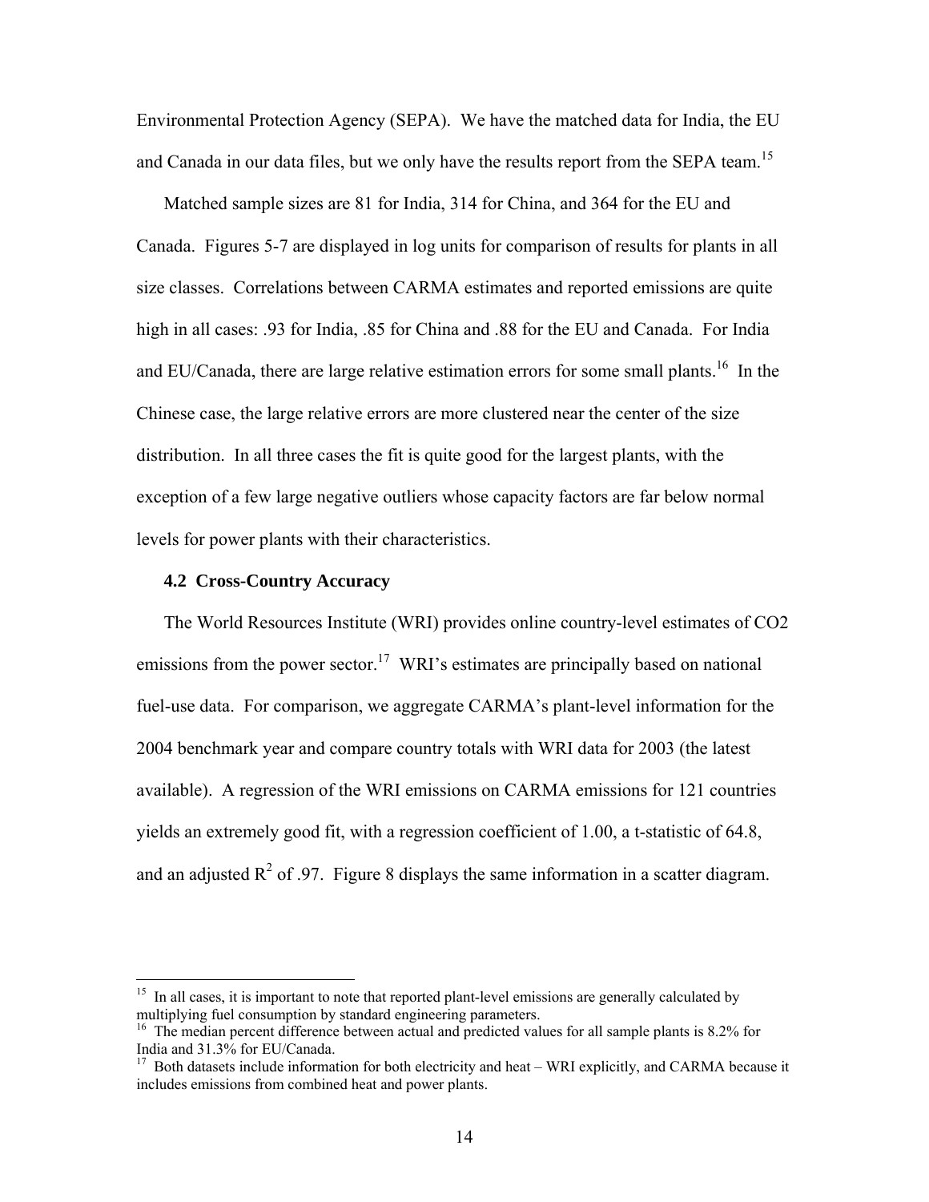Environmental Protection Agency (SEPA). We have the matched data for India, the EU and Canada in our data files, but we only have the results report from the SEPA team.[15]

Matched sample sizes are 81 for India, 314 for China, and 364 for the EU and Canada. Figures 5-7 are displayed in log units for comparison of results for plants in all size classes. Correlations between CARMA estimates and reported emissions are quite high in all cases: .93 for India, .85 for China and .88 for the EU and Canada. For India and EU/Canada, there are large relative estimation errors for some small plants.[16] In the Chinese case, the large relative errors are more clustered near the center of the size distribution. In all three cases the fit is quite good for the largest plants, with the exception of a few large negative outliers whose capacity factors are far below normal levels for power plants with their characteristics.

### 4.2 Cross-Country Accuracy

The World Resources Institute (WRI) provides online country-level estimates of CO2 emissions from the power sector.[17] WRI's estimates are principally based on national fuel-use data. For comparison, we aggregate CARMA's plant-level information for the 2004 benchmark year and compare country totals with WRI data for 2003 (the latest available). A regression of the WRI emissions on CARMA emissions for 121 countries yields an extremely good fit, with a regression coefficient of 1.00, a t-statistic of 64.8, and an adjusted $R^2$ of .97. Figure 8 displays the same information in a scatter diagram.

---

[15] In all cases, it is important to note that reported plant-level emissions are generally calculated by multiplying fuel consumption by standard engineering parameters.

[16] The median percent difference between actual and predicted values for all sample plants is 8.2% for India and 31.3% for EU/Canada.

[17] Both datasets include information for both electricity and heat – WRI explicitly, and CARMA because it includes emissions from combined heat and power plants.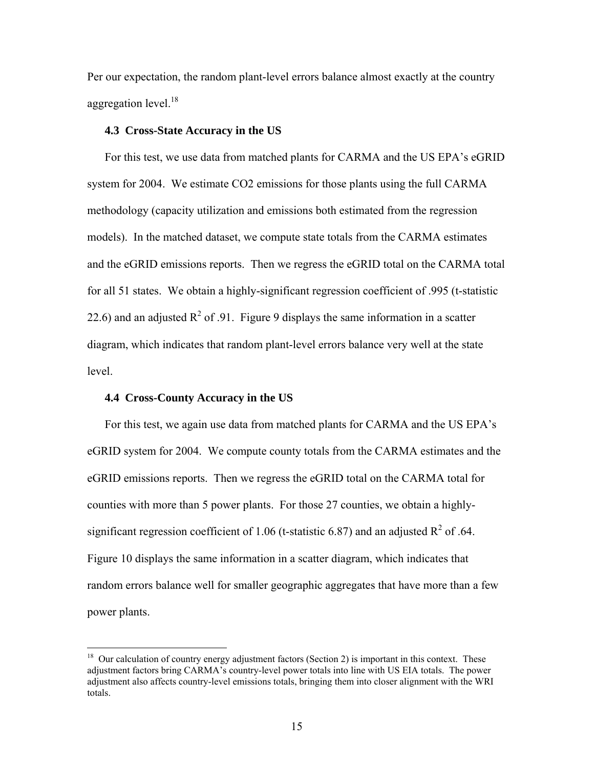Per our expectation, the random plant-level errors balance almost exactly at the country aggregation level.[18]

### 4.3 Cross-State Accuracy in the US

For this test, we use data from matched plants for CARMA and the US EPA's eGRID system for 2004. We estimate CO2 emissions for those plants using the full CARMA methodology (capacity utilization and emissions both estimated from the regression models). In the matched dataset, we compute state totals from the CARMA estimates and the eGRID emissions reports. Then we regress the eGRID total on the CARMA total for all 51 states. We obtain a highly-significant regression coefficient of .995 (t-statistic 22.6) and an adjusted $R^2$ of .91. Figure 9 displays the same information in a scatter diagram, which indicates that random plant-level errors balance very well at the state level.

### 4.4 Cross-County Accuracy in the US

For this test, we again use data from matched plants for CARMA and the US EPA's eGRID system for 2004. We compute county totals from the CARMA estimates and the eGRID emissions reports. Then we regress the eGRID total on the CARMA total for counties with more than 5 power plants. For those 27 counties, we obtain a highly-significant regression coefficient of 1.06 (t-statistic 6.87) and an adjusted $R^2$ of .64. Figure 10 displays the same information in a scatter diagram, which indicates that random errors balance well for smaller geographic aggregates that have more than a few power plants.

---

[18] Our calculation of country energy adjustment factors (Section 2) is important in this context. These adjustment factors bring CARMA's country-level power totals into line with US EIA totals. The power adjustment also affects country-level emissions totals, bringing them into closer alignment with the WRI totals.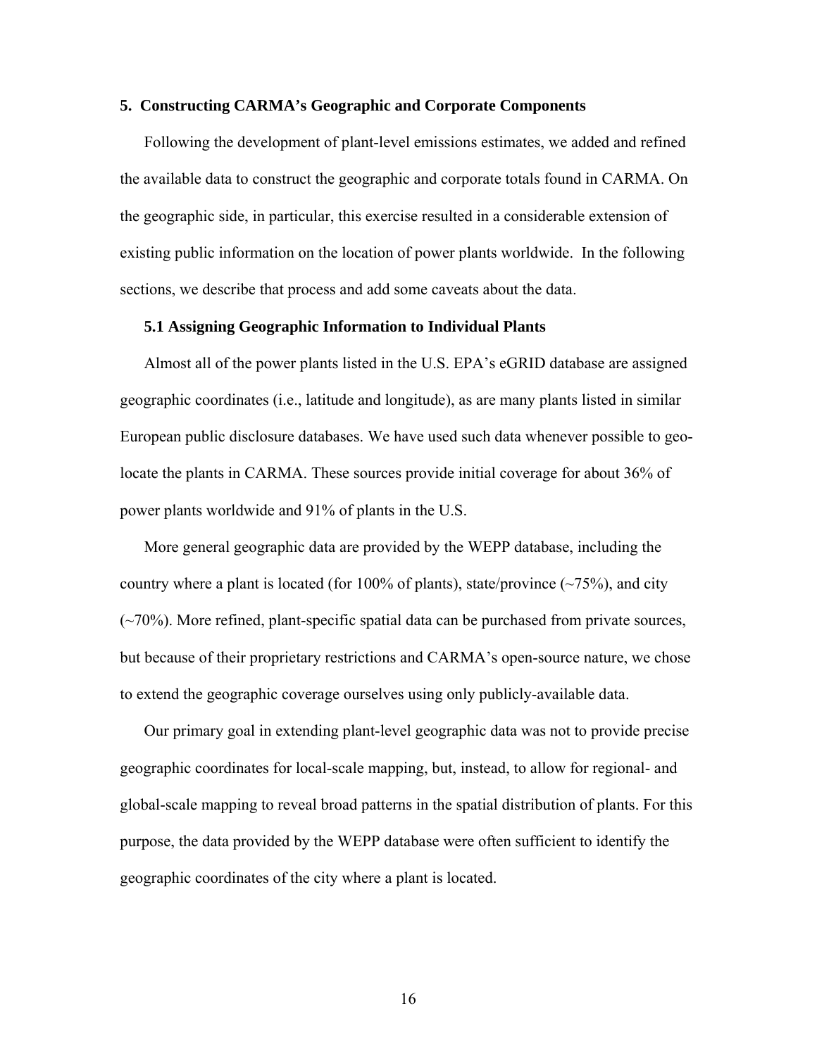## 5. Constructing CARMA's Geographic and Corporate Components

Following the development of plant-level emissions estimates, we added and refined the available data to construct the geographic and corporate totals found in CARMA. On the geographic side, in particular, this exercise resulted in a considerable extension of existing public information on the location of power plants worldwide. In the following sections, we describe that process and add some caveats about the data.

### 5.1 Assigning Geographic Information to Individual Plants

Almost all of the power plants listed in the U.S. EPA's eGRID database are assigned geographic coordinates (i.e., latitude and longitude), as are many plants listed in similar European public disclosure databases. We have used such data whenever possible to geo-locate the plants in CARMA. These sources provide initial coverage for about 36% of power plants worldwide and 91% of plants in the U.S.

More general geographic data are provided by the WEPP database, including the country where a plant is located (for 100% of plants), state/province (~75%), and city (~70%). More refined, plant-specific spatial data can be purchased from private sources, but because of their proprietary restrictions and CARMA's open-source nature, we chose to extend the geographic coverage ourselves using only publicly-available data.

Our primary goal in extending plant-level geographic data was not to provide precise geographic coordinates for local-scale mapping, but, instead, to allow for regional- and global-scale mapping to reveal broad patterns in the spatial distribution of plants. For this purpose, the data provided by the WEPP database were often sufficient to identify the geographic coordinates of the city where a plant is located.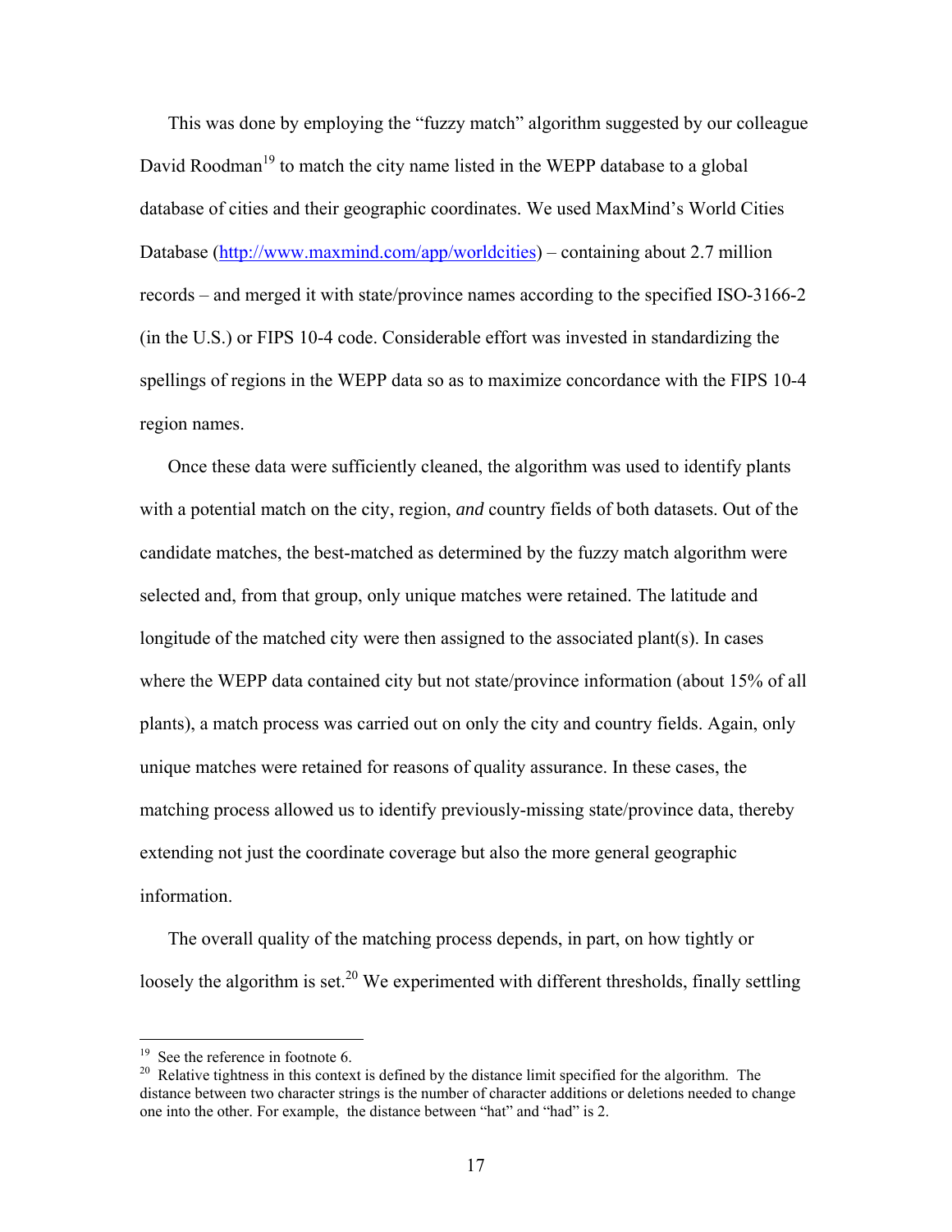This was done by employing the "fuzzy match" algorithm suggested by our colleague David Roodman[19] to match the city name listed in the WEPP database to a global database of cities and their geographic coordinates. We used MaxMind's World Cities Database (http://www.maxmind.com/app/worldcities) – containing about 2.7 million records – and merged it with state/province names according to the specified ISO-3166-2 (in the U.S.) or FIPS 10-4 code. Considerable effort was invested in standardizing the spellings of regions in the WEPP data so as to maximize concordance with the FIPS 10-4 region names.

Once these data were sufficiently cleaned, the algorithm was used to identify plants with a potential match on the city, region, *and* country fields of both datasets. Out of the candidate matches, the best-matched as determined by the fuzzy match algorithm were selected and, from that group, only unique matches were retained. The latitude and longitude of the matched city were then assigned to the associated plant(s). In cases where the WEPP data contained city but not state/province information (about 15% of all plants), a match process was carried out on only the city and country fields. Again, only unique matches were retained for reasons of quality assurance. In these cases, the matching process allowed us to identify previously-missing state/province data, thereby extending not just the coordinate coverage but also the more general geographic information.

The overall quality of the matching process depends, in part, on how tightly or loosely the algorithm is set.[20] We experimented with different thresholds, finally settling

---

[19] See the reference in footnote 6.

[20] Relative tightness in this context is defined by the distance limit specified for the algorithm. The distance between two character strings is the number of character additions or deletions needed to change one into the other. For example, the distance between "hat" and "had" is 2.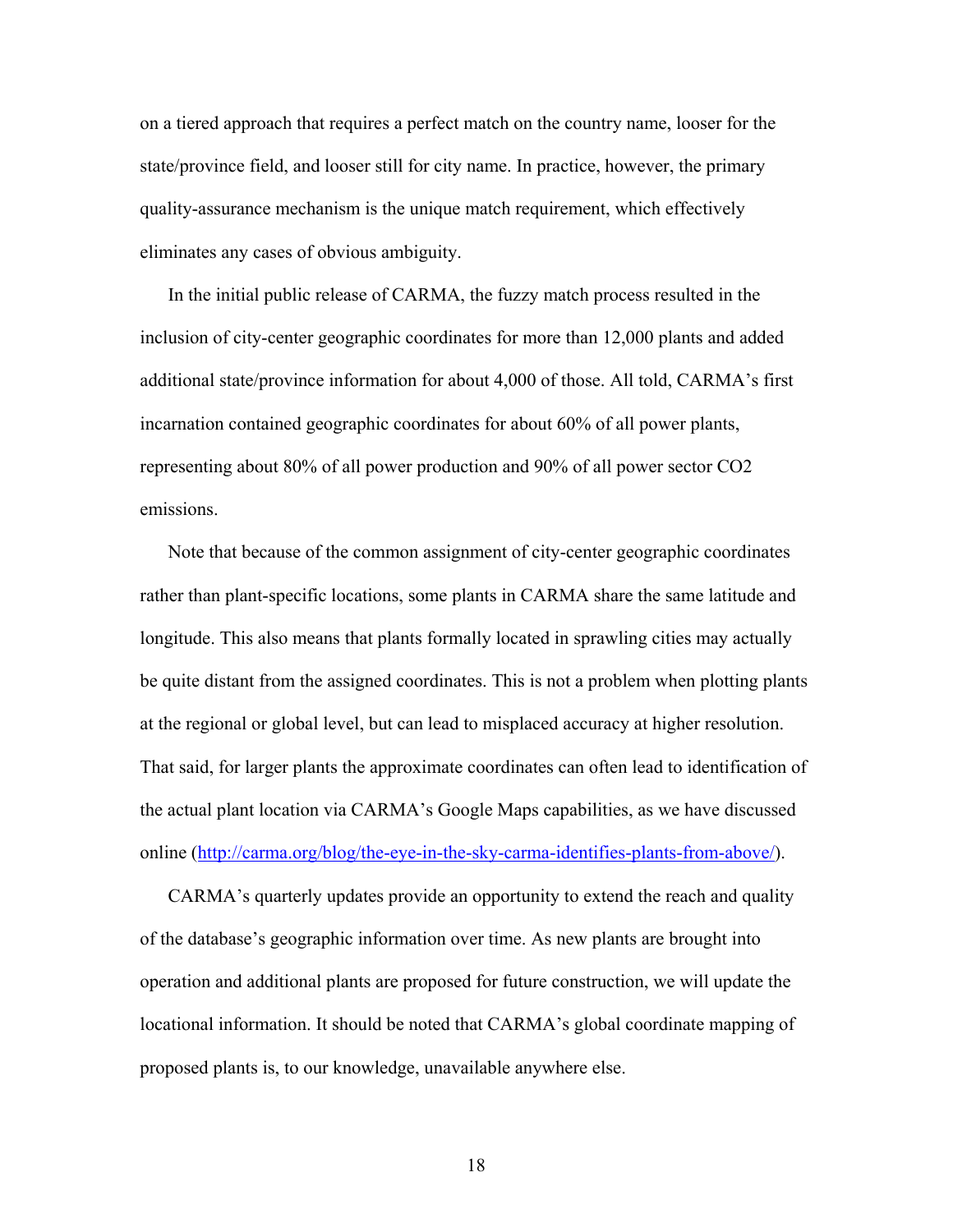on a tiered approach that requires a perfect match on the country name, looser for the state/province field, and looser still for city name. In practice, however, the primary quality-assurance mechanism is the unique match requirement, which effectively eliminates any cases of obvious ambiguity.

In the initial public release of CARMA, the fuzzy match process resulted in the inclusion of city-center geographic coordinates for more than 12,000 plants and added additional state/province information for about 4,000 of those. All told, CARMA's first incarnation contained geographic coordinates for about 60% of all power plants, representing about 80% of all power production and 90% of all power sector $CO_2$ emissions.

Note that because of the common assignment of city-center geographic coordinates rather than plant-specific locations, some plants in CARMA share the same latitude and longitude. This also means that plants formally located in sprawling cities may actually be quite distant from the assigned coordinates. This is not a problem when plotting plants at the regional or global level, but can lead to misplaced accuracy at higher resolution. That said, for larger plants the approximate coordinates can often lead to identification of the actual plant location via CARMA's Google Maps capabilities, as we have discussed online (http://carma.org/blog/the-eye-in-the-sky-carma-identifies-plants-from-above/).

CARMA's quarterly updates provide an opportunity to extend the reach and quality of the database's geographic information over time. As new plants are brought into operation and additional plants are proposed for future construction, we will update the locational information. It should be noted that CARMA's global coordinate mapping of proposed plants is, to our knowledge, unavailable anywhere else.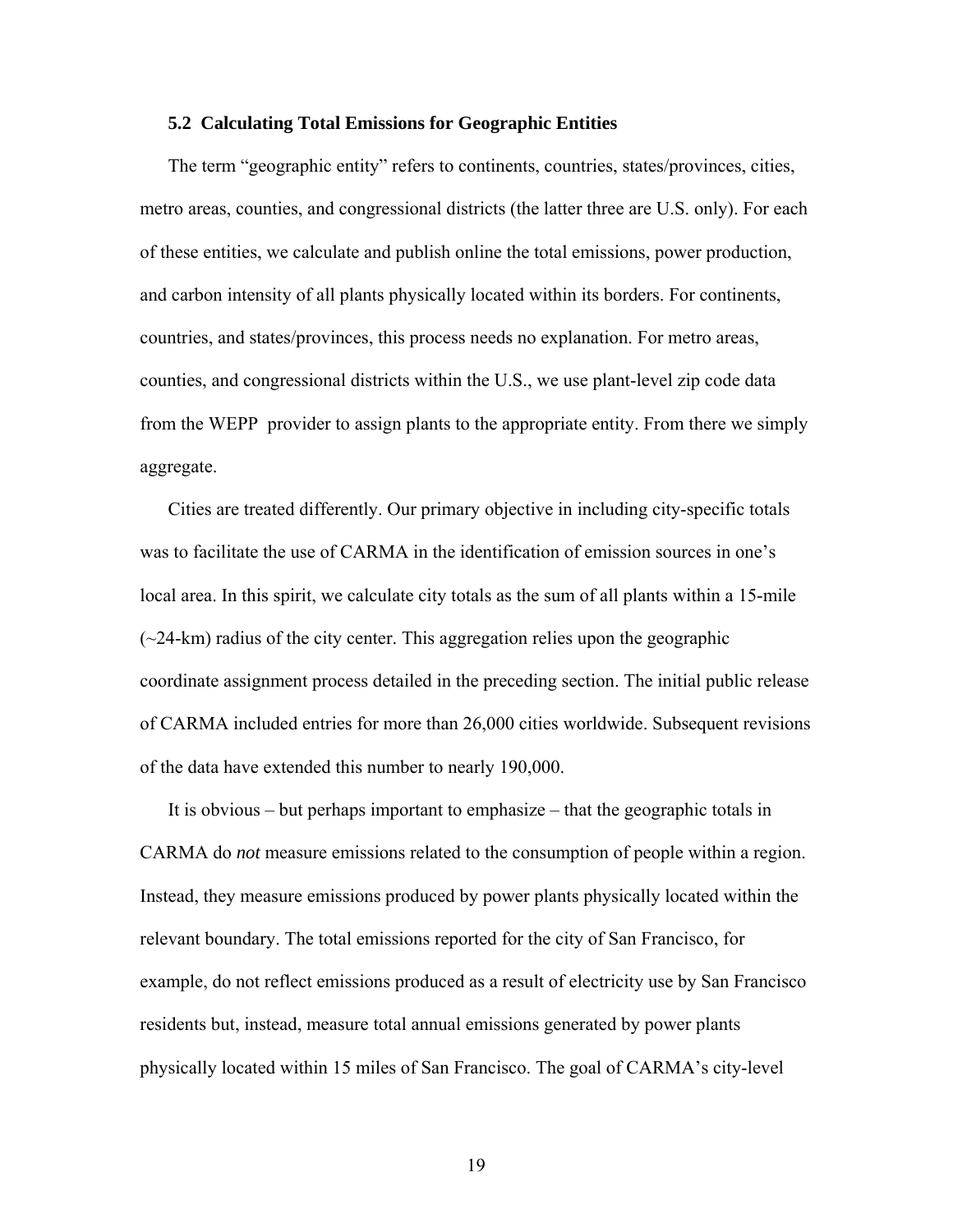### 5.2 Calculating Total Emissions for Geographic Entities

The term "geographic entity" refers to continents, countries, states/provinces, cities, metro areas, counties, and congressional districts (the latter three are U.S. only). For each of these entities, we calculate and publish online the total emissions, power production, and carbon intensity of all plants physically located within its borders. For continents, countries, and states/provinces, this process needs no explanation. For metro areas, counties, and congressional districts within the U.S., we use plant-level zip code data from the WEPP provider to assign plants to the appropriate entity. From there we simply aggregate.

Cities are treated differently. Our primary objective in including city-specific totals was to facilitate the use of CARMA in the identification of emission sources in one's local area. In this spirit, we calculate city totals as the sum of all plants within a 15-mile (~24-km) radius of the city center. This aggregation relies upon the geographic coordinate assignment process detailed in the preceding section. The initial public release of CARMA included entries for more than 26,000 cities worldwide. Subsequent revisions of the data have extended this number to nearly 190,000.

It is obvious – but perhaps important to emphasize – that the geographic totals in CARMA do *not* measure emissions related to the consumption of people within a region. Instead, they measure emissions produced by power plants physically located within the relevant boundary. The total emissions reported for the city of San Francisco, for example, do not reflect emissions produced as a result of electricity use by San Francisco residents but, instead, measure total annual emissions generated by power plants physically located within 15 miles of San Francisco. The goal of CARMA's city-level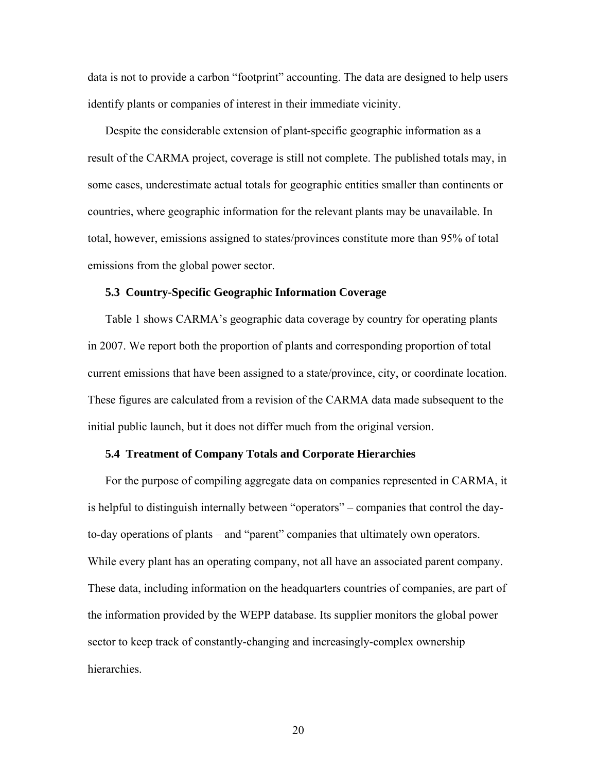data is not to provide a carbon "footprint" accounting. The data are designed to help users identify plants or companies of interest in their immediate vicinity.

Despite the considerable extension of plant-specific geographic information as a result of the CARMA project, coverage is still not complete. The published totals may, in some cases, underestimate actual totals for geographic entities smaller than continents or countries, where geographic information for the relevant plants may be unavailable. In total, however, emissions assigned to states/provinces constitute more than 95% of total emissions from the global power sector.

### 5.3 Country-Specific Geographic Information Coverage

Table 1 shows CARMA's geographic data coverage by country for operating plants in 2007. We report both the proportion of plants and corresponding proportion of total current emissions that have been assigned to a state/province, city, or coordinate location. These figures are calculated from a revision of the CARMA data made subsequent to the initial public launch, but it does not differ much from the original version.

### 5.4 Treatment of Company Totals and Corporate Hierarchies

For the purpose of compiling aggregate data on companies represented in CARMA, it is helpful to distinguish internally between "operators" – companies that control the day-to-day operations of plants – and "parent" companies that ultimately own operators. While every plant has an operating company, not all have an associated parent company. These data, including information on the headquarters countries of companies, are part of the information provided by the WEPP database. Its supplier monitors the global power sector to keep track of constantly-changing and increasingly-complex ownership hierarchies.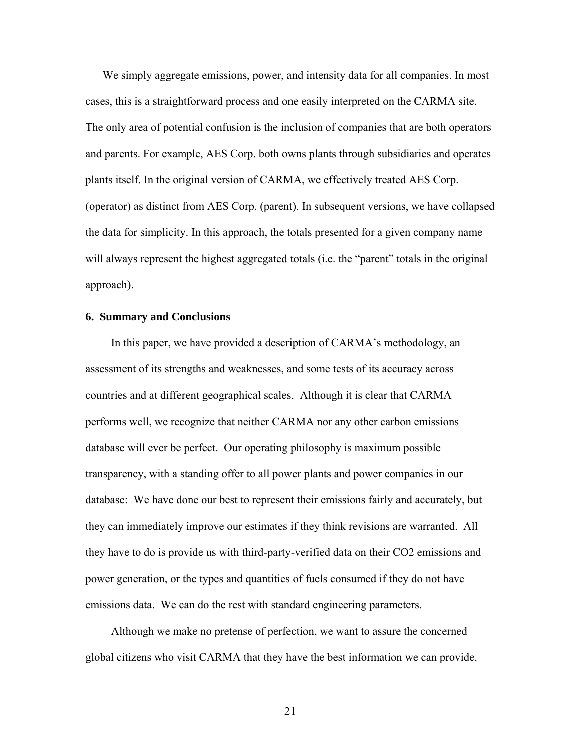We simply aggregate emissions, power, and intensity data for all companies. In most cases, this is a straightforward process and one easily interpreted on the CARMA site. The only area of potential confusion is the inclusion of companies that are both operators and parents. For example, AES Corp. both owns plants through subsidiaries and operates plants itself. In the original version of CARMA, we effectively treated AES Corp. (operator) as distinct from AES Corp. (parent). In subsequent versions, we have collapsed the data for simplicity. In this approach, the totals presented for a given company name will always represent the highest aggregated totals (i.e. the "parent" totals in the original approach).

## 6. Summary and Conclusions

In this paper, we have provided a description of CARMA's methodology, an assessment of its strengths and weaknesses, and some tests of its accuracy across countries and at different geographical scales. Although it is clear that CARMA performs well, we recognize that neither CARMA nor any other carbon emissions database will ever be perfect. Our operating philosophy is maximum possible transparency, with a standing offer to all power plants and power companies in our database: We have done our best to represent their emissions fairly and accurately, but they can immediately improve our estimates if they think revisions are warranted. All they have to do is provide us with third-party-verified data on their $CO_2$ emissions and power generation, or the types and quantities of fuels consumed if they do not have emissions data. We can do the rest with standard engineering parameters.

Although we make no pretense of perfection, we want to assure the concerned global citizens who visit CARMA that they have the best information we can provide.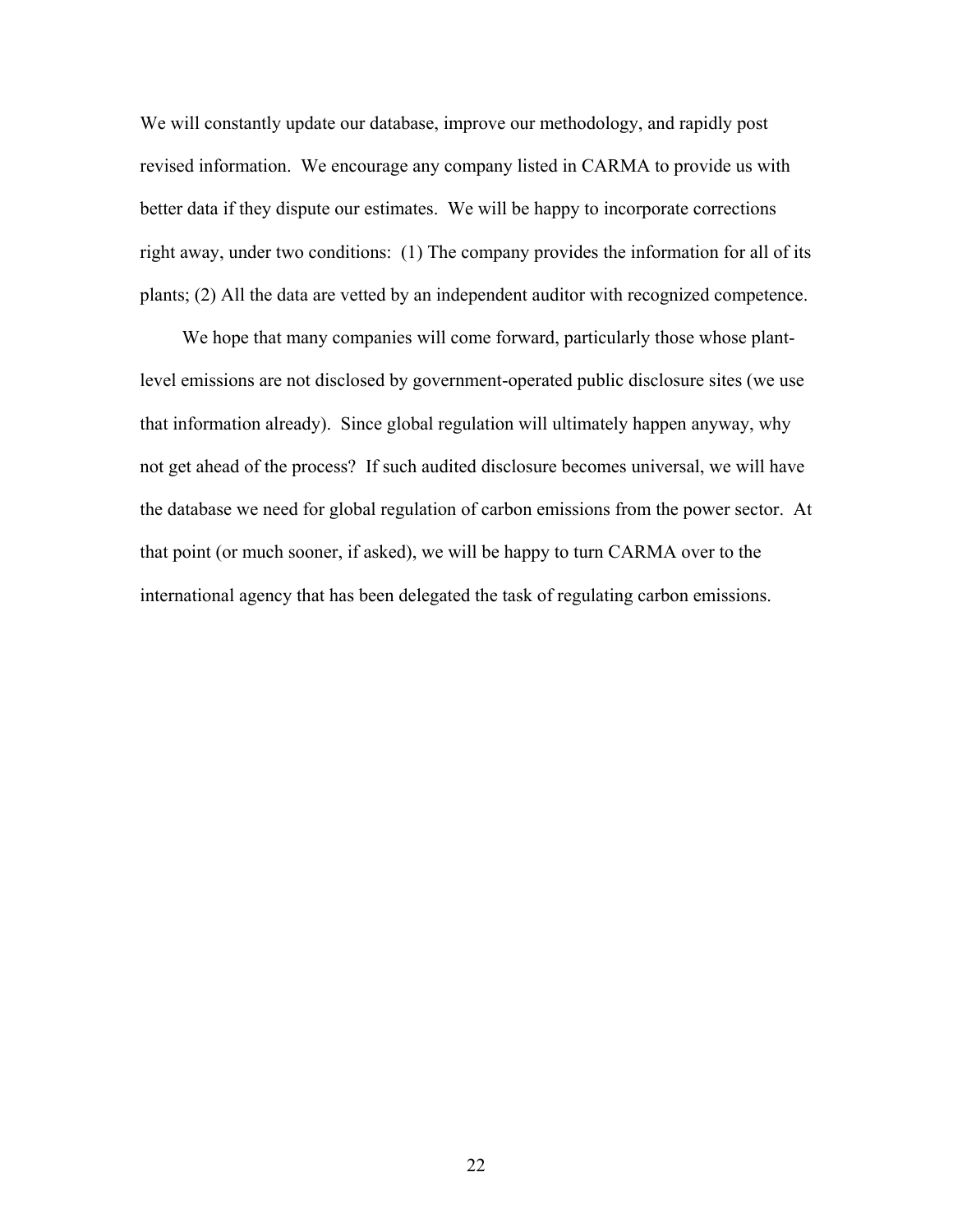We will constantly update our database, improve our methodology, and rapidly post revised information. We encourage any company listed in CARMA to provide us with better data if they dispute our estimates. We will be happy to incorporate corrections right away, under two conditions: (1) The company provides the information for all of its plants; (2) All the data are vetted by an independent auditor with recognized competence.

We hope that many companies will come forward, particularly those whose plant-level emissions are not disclosed by government-operated public disclosure sites (we use that information already). Since global regulation will ultimately happen anyway, why not get ahead of the process? If such audited disclosure becomes universal, we will have the database we need for global regulation of carbon emissions from the power sector. At that point (or much sooner, if asked), we will be happy to turn CARMA over to the international agency that has been delegated the task of regulating carbon emissions.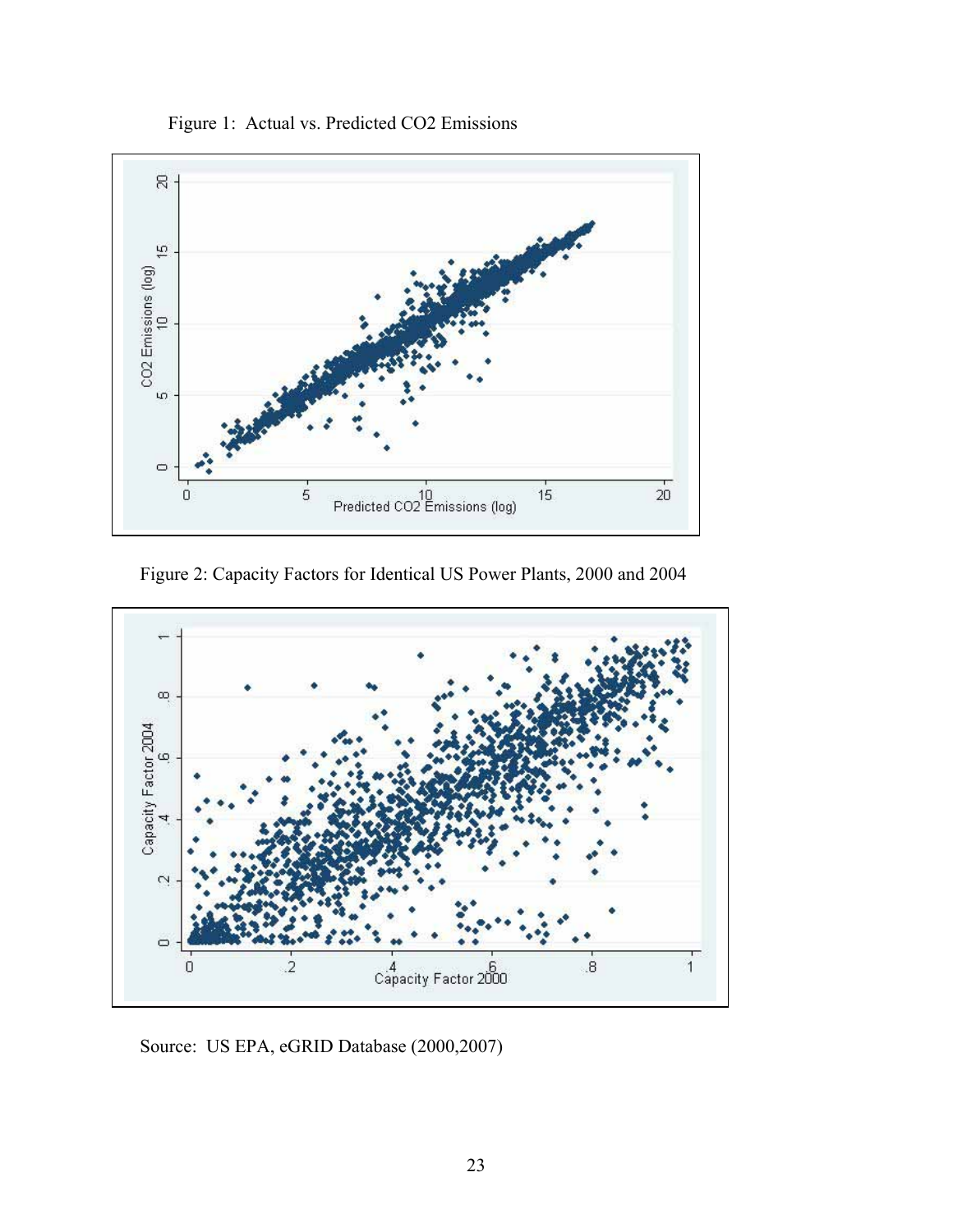Figure 1: Actual vs. Predicted $CO_2$ Emissions

Figure 2: Capacity Factors for Identical US Power Plants, 2000 and 2004

Source: US EPA, eGRID Database (2000,2007)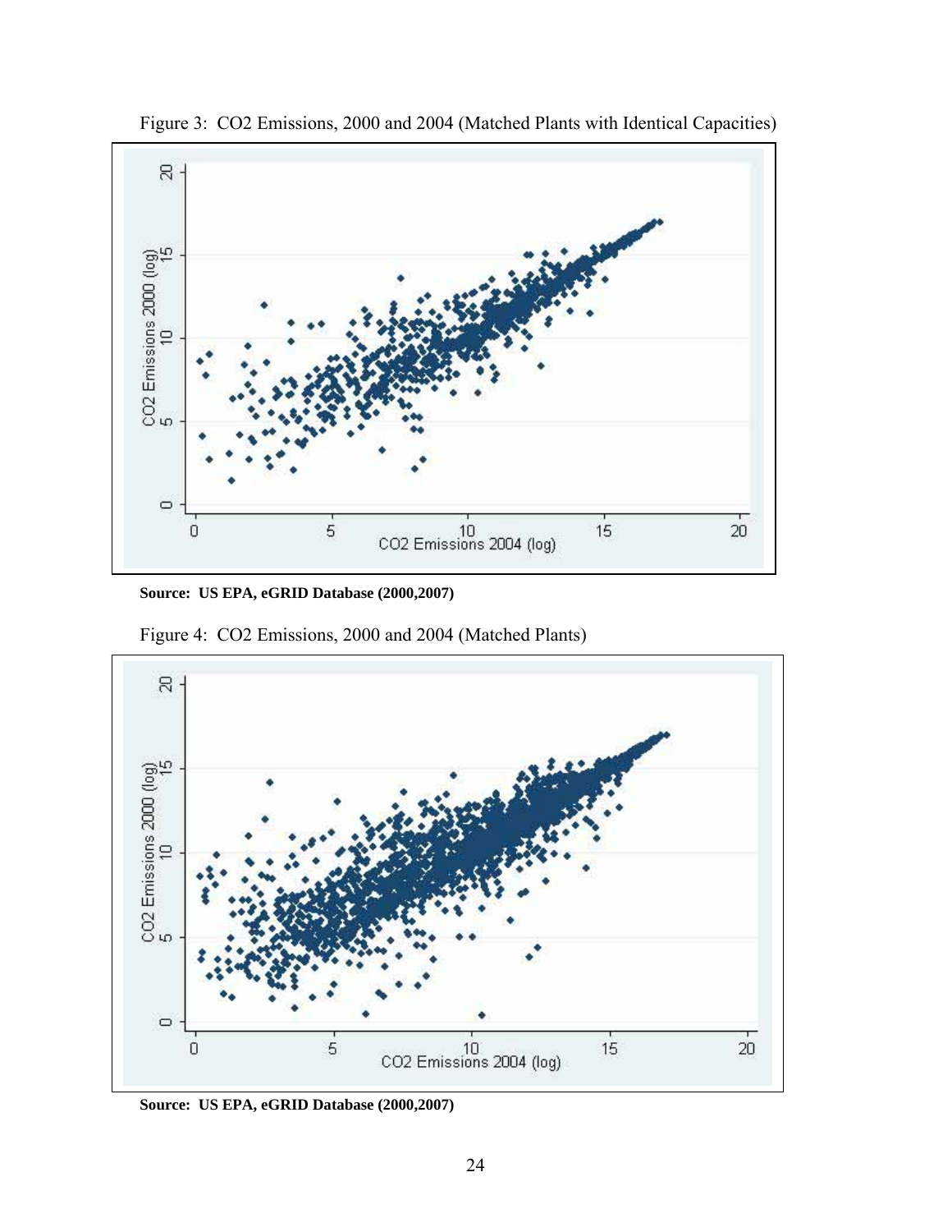Figure 3: CO2 Emissions, 2000 and 2004 (Matched Plants with Identical Capacities)

**Source: US EPA, eGRID Database (2000,2007)**

Figure 4: CO2 Emissions, 2000 and 2004 (Matched Plants)

**Source: US EPA, eGRID Database (2000,2007)**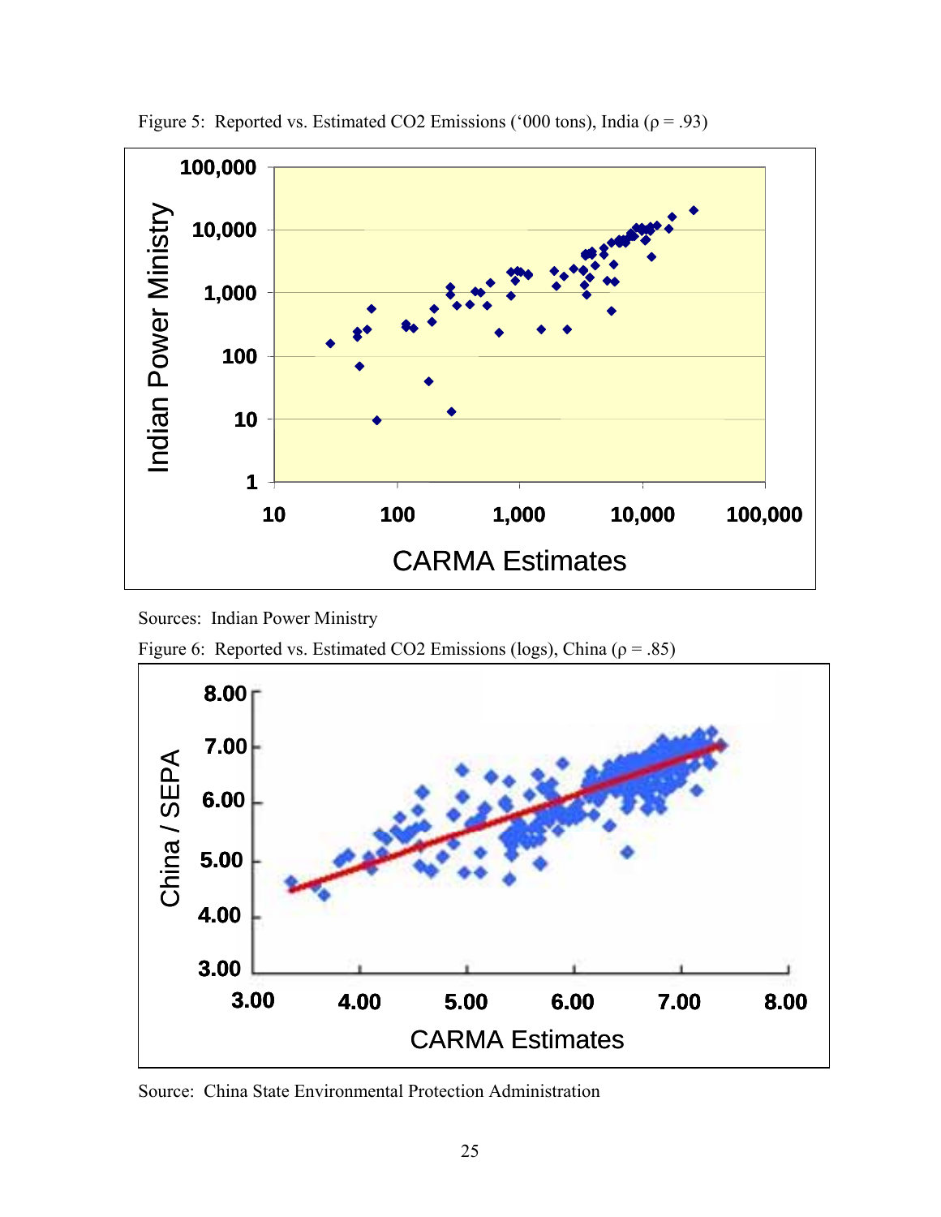Figure 5: Reported vs. Estimated CO2 Emissions (‘000 tons), India (ρ = .93)

Sources: Indian Power Ministry

Figure 6: Reported vs. Estimated CO2 Emissions (logs), China (ρ = .85)

Source: China State Environmental Protection Administration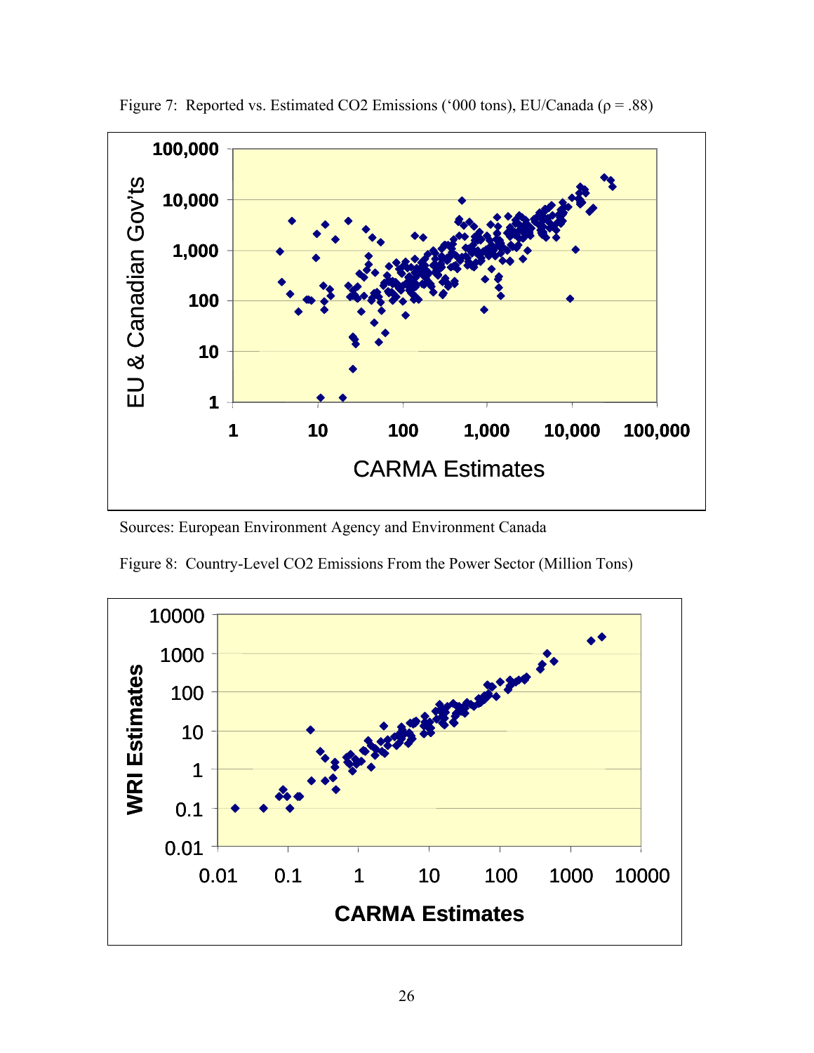Figure 7: Reported vs. Estimated $CO_2$ Emissions ('000 tons), EU/Canada ($\rho = .88$)

Sources: European Environment Agency and Environment Canada

Figure 8: Country-Level $CO_2$ Emissions From the Power Sector (Million Tons)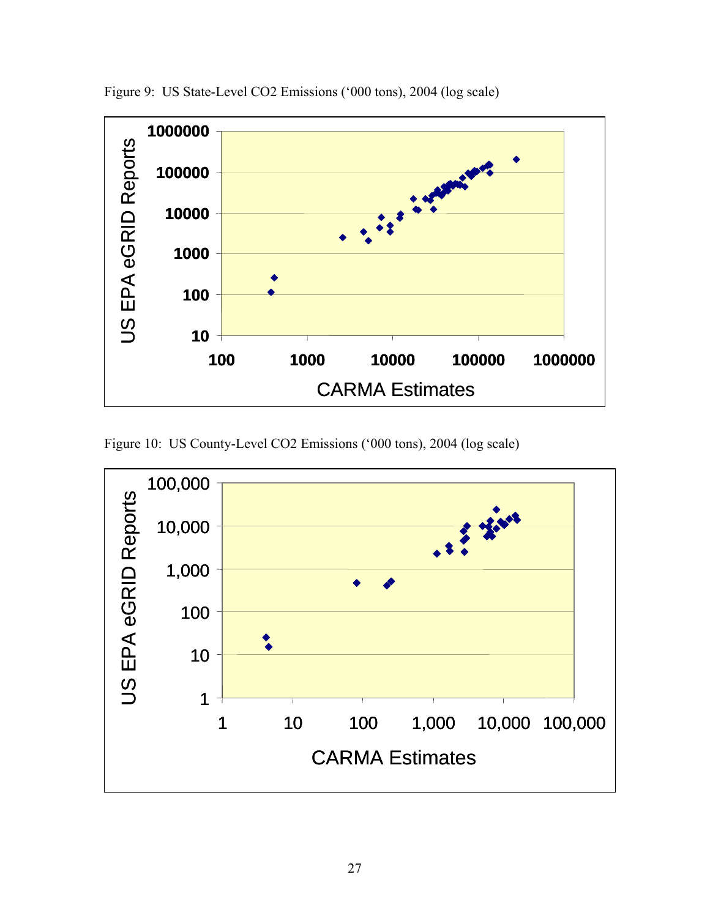Figure 9: US State-Level CO2 Emissions ('000 tons), 2004 (log scale)

Figure 10: US County-Level CO2 Emissions ('000 tons), 2004 (log scale)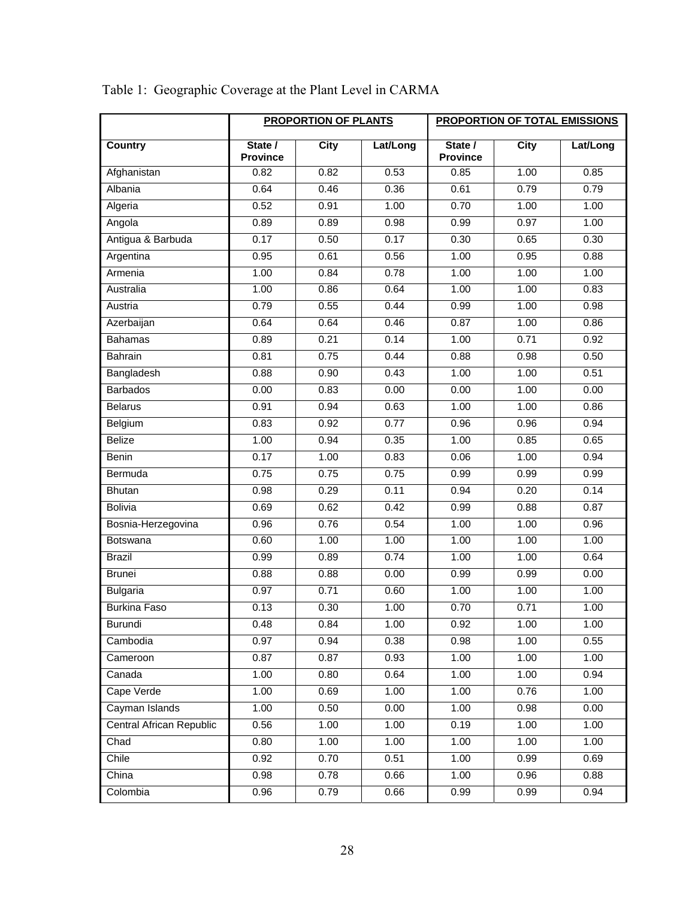Table 1: Geographic Coverage at the Plant Level in CARMA

| | PROPORTION OF PLANTS | | | PROPORTION OF TOTAL EMISSIONS | | |
|---|---|---|---|---|---|---|
| **Country** | **State / Province** | **City** | **Lat/Long** | **State / Province** | **City** | **Lat/Long** |
| Afghanistan | 0.82 | 0.82 | 0.53 | 0.85 | 1.00 | 0.85 |
| Albania | 0.64 | 0.46 | 0.36 | 0.61 | 0.79 | 0.79 |
| Algeria | 0.52 | 0.91 | 1.00 | 0.70 | 1.00 | 1.00 |
| Angola | 0.89 | 0.89 | 0.98 | 0.99 | 0.97 | 1.00 |
| Antigua & Barbuda | 0.17 | 0.50 | 0.17 | 0.30 | 0.65 | 0.30 |
| Argentina | 0.95 | 0.61 | 0.56 | 1.00 | 0.95 | 0.88 |
| Armenia | 1.00 | 0.84 | 0.78 | 1.00 | 1.00 | 1.00 |
| Australia | 1.00 | 0.86 | 0.64 | 1.00 | 1.00 | 0.83 |
| Austria | 0.79 | 0.55 | 0.44 | 0.99 | 1.00 | 0.98 |
| Azerbaijan | 0.64 | 0.64 | 0.46 | 0.87 | 1.00 | 0.86 |
| Bahamas | 0.89 | 0.21 | 0.14 | 1.00 | 0.71 | 0.92 |
| Bahrain | 0.81 | 0.75 | 0.44 | 0.88 | 0.98 | 0.50 |
| Bangladesh | 0.88 | 0.90 | 0.43 | 1.00 | 1.00 | 0.51 |
| Barbados | 0.00 | 0.83 | 0.00 | 0.00 | 1.00 | 0.00 |
| Belarus | 0.91 | 0.94 | 0.63 | 1.00 | 1.00 | 0.86 |
| Belgium | 0.83 | 0.92 | 0.77 | 0.96 | 0.96 | 0.94 |
| Belize | 1.00 | 0.94 | 0.35 | 1.00 | 0.85 | 0.65 |
| Benin | 0.17 | 1.00 | 0.83 | 0.06 | 1.00 | 0.94 |
| Bermuda | 0.75 | 0.75 | 0.75 | 0.99 | 0.99 | 0.99 |
| Bhutan | 0.98 | 0.29 | 0.11 | 0.94 | 0.20 | 0.14 |
| Bolivia | 0.69 | 0.62 | 0.42 | 0.99 | 0.88 | 0.87 |
| Bosnia-Herzegovina | 0.96 | 0.76 | 0.54 | 1.00 | 1.00 | 0.96 |
| Botswana | 0.60 | 1.00 | 1.00 | 1.00 | 1.00 | 1.00 |
| Brazil | 0.99 | 0.89 | 0.74 | 1.00 | 1.00 | 0.64 |
| Brunei | 0.88 | 0.88 | 0.00 | 0.99 | 0.99 | 0.00 |
| Bulgaria | 0.97 | 0.71 | 0.60 | 1.00 | 1.00 | 1.00 |
| Burkina Faso | 0.13 | 0.30 | 1.00 | 0.70 | 0.71 | 1.00 |
| Burundi | 0.48 | 0.84 | 1.00 | 0.92 | 1.00 | 1.00 |
| Cambodia | 0.97 | 0.94 | 0.38 | 0.98 | 1.00 | 0.55 |
| Cameroon | 0.87 | 0.87 | 0.93 | 1.00 | 1.00 | 1.00 |
| Canada | 1.00 | 0.80 | 0.64 | 1.00 | 1.00 | 0.94 |
| Cape Verde | 1.00 | 0.69 | 1.00 | 1.00 | 0.76 | 1.00 |
| Cayman Islands | 1.00 | 0.50 | 0.00 | 1.00 | 0.98 | 0.00 |
| Central African Republic | 0.56 | 1.00 | 1.00 | 0.19 | 1.00 | 1.00 |
| Chad | 0.80 | 1.00 | 1.00 | 1.00 | 1.00 | 1.00 |
| Chile | 0.92 | 0.70 | 0.51 | 1.00 | 0.99 | 0.69 |
| China | 0.98 | 0.78 | 0.66 | 1.00 | 0.96 | 0.88 |
| Colombia | 0.96 | 0.79 | 0.66 | 0.99 | 0.99 | 0.94 |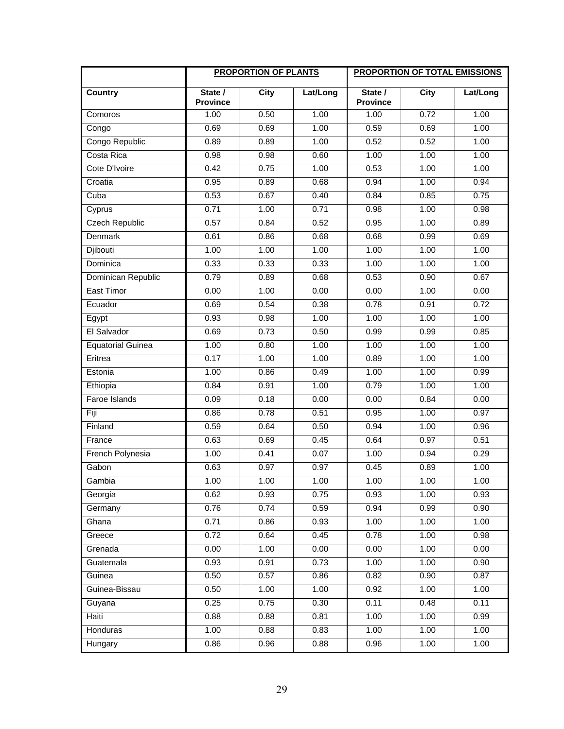| | PROPORTION OF PLANTS | | | PROPORTION OF TOTAL EMISSIONS | | |
|---|---|---|---|---|---|---|
| **Country** | **State / Province** | **City** | **Lat/Long** | **State / Province** | **City** | **Lat/Long** |
| Comoros | 1.00 | 0.50 | 1.00 | 1.00 | 0.72 | 1.00 |
| Congo | 0.69 | 0.69 | 1.00 | 0.59 | 0.69 | 1.00 |
| Congo Republic | 0.89 | 0.89 | 1.00 | 0.52 | 0.52 | 1.00 |
| Costa Rica | 0.98 | 0.98 | 0.60 | 1.00 | 1.00 | 1.00 |
| Cote D'Ivoire | 0.42 | 0.75 | 1.00 | 0.53 | 1.00 | 1.00 |
| Croatia | 0.95 | 0.89 | 0.68 | 0.94 | 1.00 | 0.94 |
| Cuba | 0.53 | 0.67 | 0.40 | 0.84 | 0.85 | 0.75 |
| Cyprus | 0.71 | 1.00 | 0.71 | 0.98 | 1.00 | 0.98 |
| Czech Republic | 0.57 | 0.84 | 0.52 | 0.95 | 1.00 | 0.89 |
| Denmark | 0.61 | 0.86 | 0.68 | 0.68 | 0.99 | 0.69 |
| Djibouti | 1.00 | 1.00 | 1.00 | 1.00 | 1.00 | 1.00 |
| Dominica | 0.33 | 0.33 | 0.33 | 1.00 | 1.00 | 1.00 |
| Dominican Republic | 0.79 | 0.89 | 0.68 | 0.53 | 0.90 | 0.67 |
| East Timor | 0.00 | 1.00 | 0.00 | 0.00 | 1.00 | 0.00 |
| Ecuador | 0.69 | 0.54 | 0.38 | 0.78 | 0.91 | 0.72 |
| Egypt | 0.93 | 0.98 | 1.00 | 1.00 | 1.00 | 1.00 |
| El Salvador | 0.69 | 0.73 | 0.50 | 0.99 | 0.99 | 0.85 |
| Equatorial Guinea | 1.00 | 0.80 | 1.00 | 1.00 | 1.00 | 1.00 |
| Eritrea | 0.17 | 1.00 | 1.00 | 0.89 | 1.00 | 1.00 |
| Estonia | 1.00 | 0.86 | 0.49 | 1.00 | 1.00 | 0.99 |
| Ethiopia | 0.84 | 0.91 | 1.00 | 0.79 | 1.00 | 1.00 |
| Faroe Islands | 0.09 | 0.18 | 0.00 | 0.00 | 0.84 | 0.00 |
| Fiji | 0.86 | 0.78 | 0.51 | 0.95 | 1.00 | 0.97 |
| Finland | 0.59 | 0.64 | 0.50 | 0.94 | 1.00 | 0.96 |
| France | 0.63 | 0.69 | 0.45 | 0.64 | 0.97 | 0.51 |
| French Polynesia | 1.00 | 0.41 | 0.07 | 1.00 | 0.94 | 0.29 |
| Gabon | 0.63 | 0.97 | 0.97 | 0.45 | 0.89 | 1.00 |
| Gambia | 1.00 | 1.00 | 1.00 | 1.00 | 1.00 | 1.00 |
| Georgia | 0.62 | 0.93 | 0.75 | 0.93 | 1.00 | 0.93 |
| Germany | 0.76 | 0.74 | 0.59 | 0.94 | 0.99 | 0.90 |
| Ghana | 0.71 | 0.86 | 0.93 | 1.00 | 1.00 | 1.00 |
| Greece | 0.72 | 0.64 | 0.45 | 0.78 | 1.00 | 0.98 |
| Grenada | 0.00 | 1.00 | 0.00 | 0.00 | 1.00 | 0.00 |
| Guatemala | 0.93 | 0.91 | 0.73 | 1.00 | 1.00 | 0.90 |
| Guinea | 0.50 | 0.57 | 0.86 | 0.82 | 0.90 | 0.87 |
| Guinea-Bissau | 0.50 | 1.00 | 1.00 | 0.92 | 1.00 | 1.00 |
| Guyana | 0.25 | 0.75 | 0.30 | 0.11 | 0.48 | 0.11 |
| Haiti | 0.88 | 0.88 | 0.81 | 1.00 | 1.00 | 0.99 |
| Honduras | 1.00 | 0.88 | 0.83 | 1.00 | 1.00 | 1.00 |
| Hungary | 0.86 | 0.96 | 0.88 | 0.96 | 1.00 | 1.00 |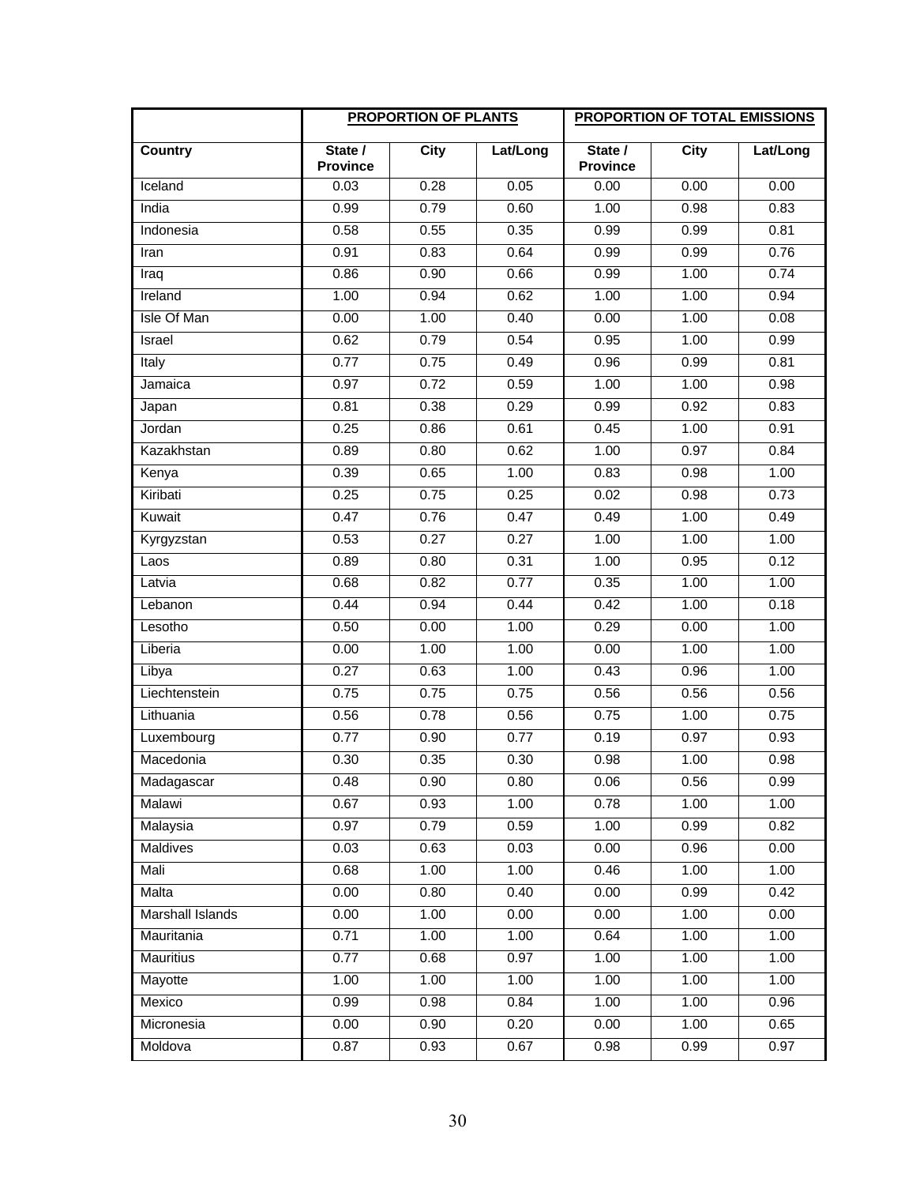| | PROPORTION OF PLANTS | | | PROPORTION OF TOTAL EMISSIONS | | |
|---|---|---|---|---|---|---|
| **Country** | **State / Province** | **City** | **Lat/Long** | **State / Province** | **City** | **Lat/Long** |
| Iceland | 0.03 | 0.28 | 0.05 | 0.00 | 0.00 | 0.00 |
| India | 0.99 | 0.79 | 0.60 | 1.00 | 0.98 | 0.83 |
| Indonesia | 0.58 | 0.55 | 0.35 | 0.99 | 0.99 | 0.81 |
| Iran | 0.91 | 0.83 | 0.64 | 0.99 | 0.99 | 0.76 |
| Iraq | 0.86 | 0.90 | 0.66 | 0.99 | 1.00 | 0.74 |
| Ireland | 1.00 | 0.94 | 0.62 | 1.00 | 1.00 | 0.94 |
| Isle Of Man | 0.00 | 1.00 | 0.40 | 0.00 | 1.00 | 0.08 |
| Israel | 0.62 | 0.79 | 0.54 | 0.95 | 1.00 | 0.99 |
| Italy | 0.77 | 0.75 | 0.49 | 0.96 | 0.99 | 0.81 |
| Jamaica | 0.97 | 0.72 | 0.59 | 1.00 | 1.00 | 0.98 |
| Japan | 0.81 | 0.38 | 0.29 | 0.99 | 0.92 | 0.83 |
| Jordan | 0.25 | 0.86 | 0.61 | 0.45 | 1.00 | 0.91 |
| Kazakhstan | 0.89 | 0.80 | 0.62 | 1.00 | 0.97 | 0.84 |
| Kenya | 0.39 | 0.65 | 1.00 | 0.83 | 0.98 | 1.00 |
| Kiribati | 0.25 | 0.75 | 0.25 | 0.02 | 0.98 | 0.73 |
| Kuwait | 0.47 | 0.76 | 0.47 | 0.49 | 1.00 | 0.49 |
| Kyrgyzstan | 0.53 | 0.27 | 0.27 | 1.00 | 1.00 | 1.00 |
| Laos | 0.89 | 0.80 | 0.31 | 1.00 | 0.95 | 0.12 |
| Latvia | 0.68 | 0.82 | 0.77 | 0.35 | 1.00 | 1.00 |
| Lebanon | 0.44 | 0.94 | 0.44 | 0.42 | 1.00 | 0.18 |
| Lesotho | 0.50 | 0.00 | 1.00 | 0.29 | 0.00 | 1.00 |
| Liberia | 0.00 | 1.00 | 1.00 | 0.00 | 1.00 | 1.00 |
| Libya | 0.27 | 0.63 | 1.00 | 0.43 | 0.96 | 1.00 |
| Liechtenstein | 0.75 | 0.75 | 0.75 | 0.56 | 0.56 | 0.56 |
| Lithuania | 0.56 | 0.78 | 0.56 | 0.75 | 1.00 | 0.75 |
| Luxembourg | 0.77 | 0.90 | 0.77 | 0.19 | 0.97 | 0.93 |
| Macedonia | 0.30 | 0.35 | 0.30 | 0.98 | 1.00 | 0.98 |
| Madagascar | 0.48 | 0.90 | 0.80 | 0.06 | 0.56 | 0.99 |
| Malawi | 0.67 | 0.93 | 1.00 | 0.78 | 1.00 | 1.00 |
| Malaysia | 0.97 | 0.79 | 0.59 | 1.00 | 0.99 | 0.82 |
| Maldives | 0.03 | 0.63 | 0.03 | 0.00 | 0.96 | 0.00 |
| Mali | 0.68 | 1.00 | 1.00 | 0.46 | 1.00 | 1.00 |
| Malta | 0.00 | 0.80 | 0.40 | 0.00 | 0.99 | 0.42 |
| Marshall Islands | 0.00 | 1.00 | 0.00 | 0.00 | 1.00 | 0.00 |
| Mauritania | 0.71 | 1.00 | 1.00 | 0.64 | 1.00 | 1.00 |
| Mauritius | 0.77 | 0.68 | 0.97 | 1.00 | 1.00 | 1.00 |
| Mayotte | 1.00 | 1.00 | 1.00 | 1.00 | 1.00 | 1.00 |
| Mexico | 0.99 | 0.98 | 0.84 | 1.00 | 1.00 | 0.96 |
| Micronesia | 0.00 | 0.90 | 0.20 | 0.00 | 1.00 | 0.65 |
| Moldova | 0.87 | 0.93 | 0.67 | 0.98 | 0.99 | 0.97 |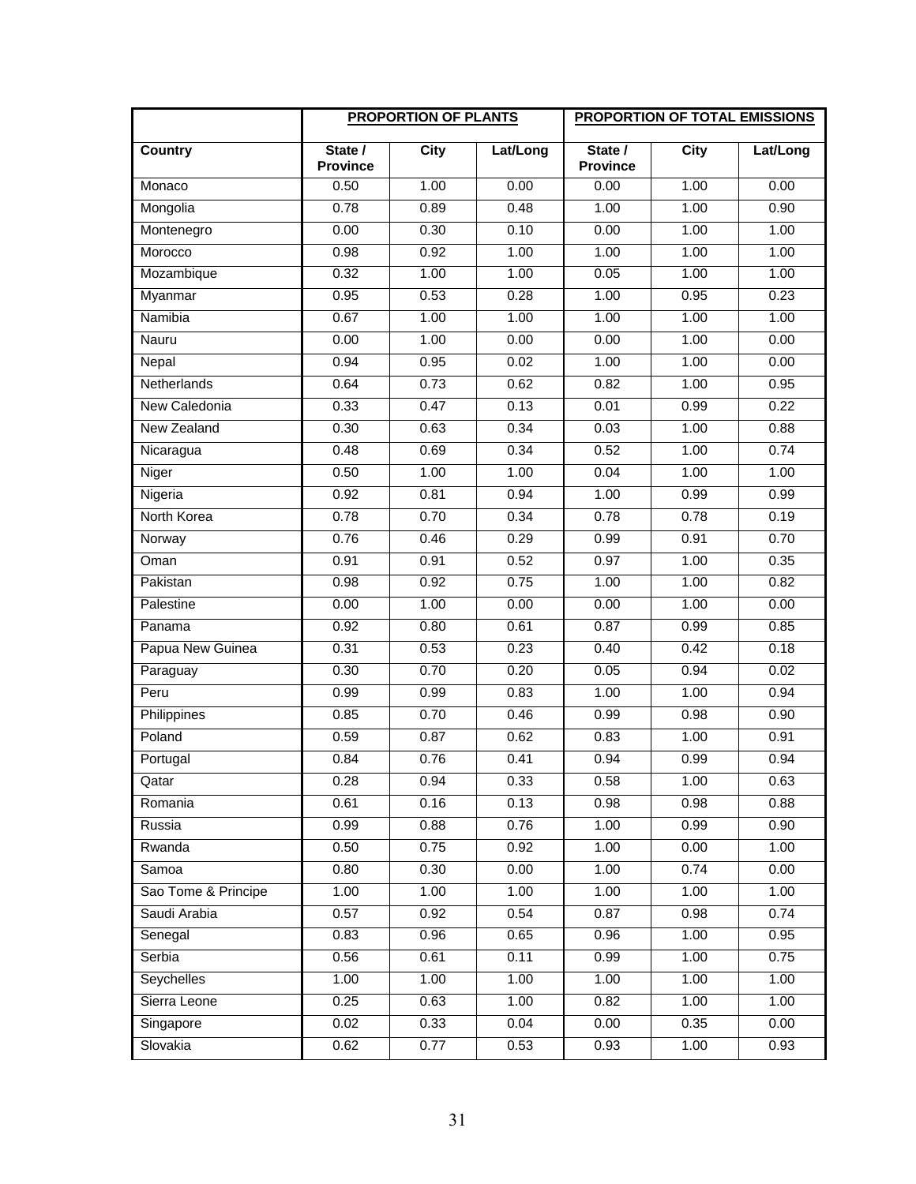| | PROPORTION OF PLANTS | | | PROPORTION OF TOTAL EMISSIONS | | |
|---|---|---|---|---|---|---|
| **Country** | **State / Province** | **City** | **Lat/Long** | **State / Province** | **City** | **Lat/Long** |
| Monaco | 0.50 | 1.00 | 0.00 | 0.00 | 1.00 | 0.00 |
| Mongolia | 0.78 | 0.89 | 0.48 | 1.00 | 1.00 | 0.90 |
| Montenegro | 0.00 | 0.30 | 0.10 | 0.00 | 1.00 | 1.00 |
| Morocco | 0.98 | 0.92 | 1.00 | 1.00 | 1.00 | 1.00 |
| Mozambique | 0.32 | 1.00 | 1.00 | 0.05 | 1.00 | 1.00 |
| Myanmar | 0.95 | 0.53 | 0.28 | 1.00 | 0.95 | 0.23 |
| Namibia | 0.67 | 1.00 | 1.00 | 1.00 | 1.00 | 1.00 |
| Nauru | 0.00 | 1.00 | 0.00 | 0.00 | 1.00 | 0.00 |
| Nepal | 0.94 | 0.95 | 0.02 | 1.00 | 1.00 | 0.00 |
| Netherlands | 0.64 | 0.73 | 0.62 | 0.82 | 1.00 | 0.95 |
| New Caledonia | 0.33 | 0.47 | 0.13 | 0.01 | 0.99 | 0.22 |
| New Zealand | 0.30 | 0.63 | 0.34 | 0.03 | 1.00 | 0.88 |
| Nicaragua | 0.48 | 0.69 | 0.34 | 0.52 | 1.00 | 0.74 |
| Niger | 0.50 | 1.00 | 1.00 | 0.04 | 1.00 | 1.00 |
| Nigeria | 0.92 | 0.81 | 0.94 | 1.00 | 0.99 | 0.99 |
| North Korea | 0.78 | 0.70 | 0.34 | 0.78 | 0.78 | 0.19 |
| Norway | 0.76 | 0.46 | 0.29 | 0.99 | 0.91 | 0.70 |
| Oman | 0.91 | 0.91 | 0.52 | 0.97 | 1.00 | 0.35 |
| Pakistan | 0.98 | 0.92 | 0.75 | 1.00 | 1.00 | 0.82 |
| Palestine | 0.00 | 1.00 | 0.00 | 0.00 | 1.00 | 0.00 |
| Panama | 0.92 | 0.80 | 0.61 | 0.87 | 0.99 | 0.85 |
| Papua New Guinea | 0.31 | 0.53 | 0.23 | 0.40 | 0.42 | 0.18 |
| Paraguay | 0.30 | 0.70 | 0.20 | 0.05 | 0.94 | 0.02 |
| Peru | 0.99 | 0.99 | 0.83 | 1.00 | 1.00 | 0.94 |
| Philippines | 0.85 | 0.70 | 0.46 | 0.99 | 0.98 | 0.90 |
| Poland | 0.59 | 0.87 | 0.62 | 0.83 | 1.00 | 0.91 |
| Portugal | 0.84 | 0.76 | 0.41 | 0.94 | 0.99 | 0.94 |
| Qatar | 0.28 | 0.94 | 0.33 | 0.58 | 1.00 | 0.63 |
| Romania | 0.61 | 0.16 | 0.13 | 0.98 | 0.98 | 0.88 |
| Russia | 0.99 | 0.88 | 0.76 | 1.00 | 0.99 | 0.90 |
| Rwanda | 0.50 | 0.75 | 0.92 | 1.00 | 0.00 | 1.00 |
| Samoa | 0.80 | 0.30 | 0.00 | 1.00 | 0.74 | 0.00 |
| Sao Tome & Principe | 1.00 | 1.00 | 1.00 | 1.00 | 1.00 | 1.00 |
| Saudi Arabia | 0.57 | 0.92 | 0.54 | 0.87 | 0.98 | 0.74 |
| Senegal | 0.83 | 0.96 | 0.65 | 0.96 | 1.00 | 0.95 |
| Serbia | 0.56 | 0.61 | 0.11 | 0.99 | 1.00 | 0.75 |
| Seychelles | 1.00 | 1.00 | 1.00 | 1.00 | 1.00 | 1.00 |
| Sierra Leone | 0.25 | 0.63 | 1.00 | 0.82 | 1.00 | 1.00 |
| Singapore | 0.02 | 0.33 | 0.04 | 0.00 | 0.35 | 0.00 |
| Slovakia | 0.62 | 0.77 | 0.53 | 0.93 | 1.00 | 0.93 |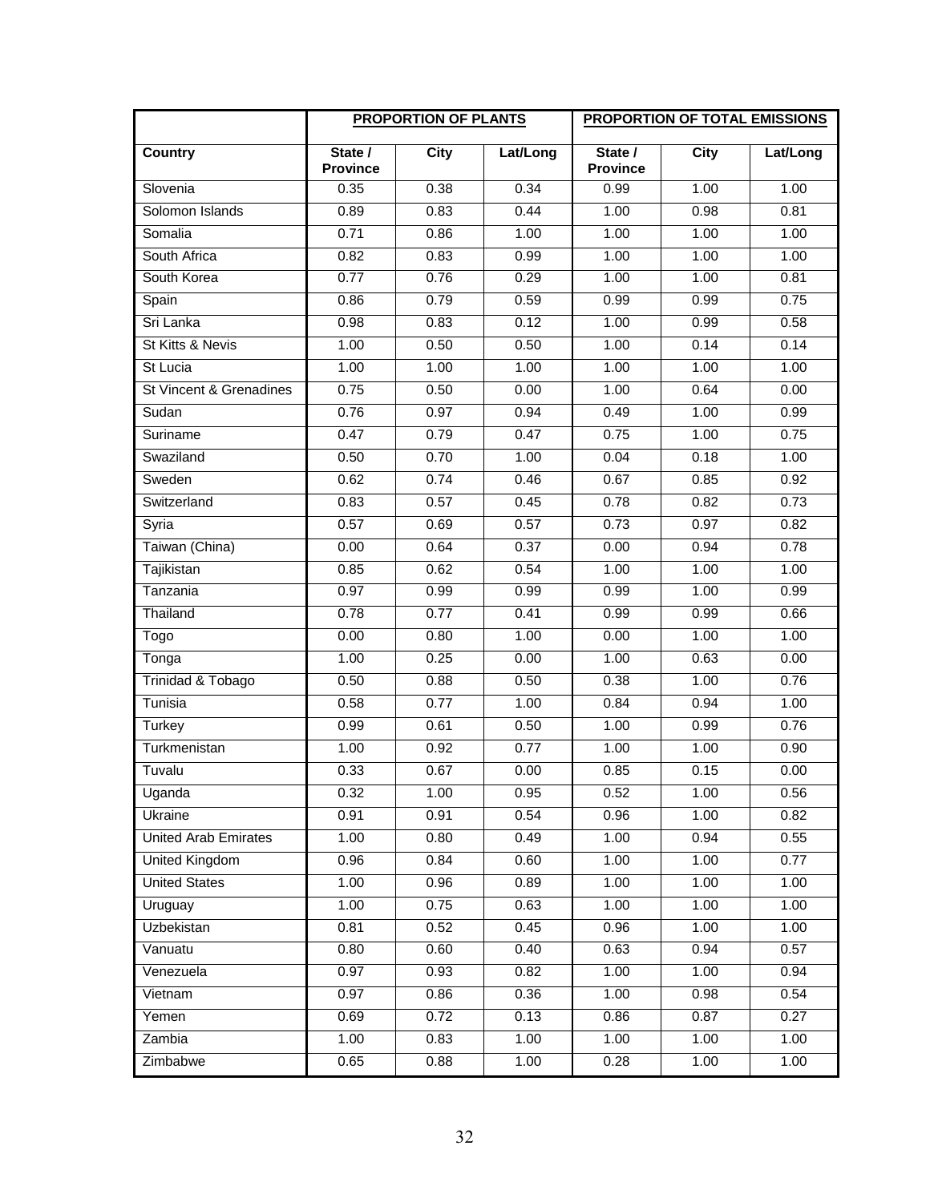| | PROPORTION OF PLANTS | | | PROPORTION OF TOTAL EMISSIONS | | |
|---|---|---|---|---|---|---|
| **Country** | **State / Province** | **City** | **Lat/Long** | **State / Province** | **City** | **Lat/Long** |
| Slovenia | 0.35 | 0.38 | 0.34 | 0.99 | 1.00 | 1.00 |
| Solomon Islands | 0.89 | 0.83 | 0.44 | 1.00 | 0.98 | 0.81 |
| Somalia | 0.71 | 0.86 | 1.00 | 1.00 | 1.00 | 1.00 |
| South Africa | 0.82 | 0.83 | 0.99 | 1.00 | 1.00 | 1.00 |
| South Korea | 0.77 | 0.76 | 0.29 | 1.00 | 1.00 | 0.81 |
| Spain | 0.86 | 0.79 | 0.59 | 0.99 | 0.99 | 0.75 |
| Sri Lanka | 0.98 | 0.83 | 0.12 | 1.00 | 0.99 | 0.58 |
| St Kitts & Nevis | 1.00 | 0.50 | 0.50 | 1.00 | 0.14 | 0.14 |
| St Lucia | 1.00 | 1.00 | 1.00 | 1.00 | 1.00 | 1.00 |
| St Vincent & Grenadines | 0.75 | 0.50 | 0.00 | 1.00 | 0.64 | 0.00 |
| Sudan | 0.76 | 0.97 | 0.94 | 0.49 | 1.00 | 0.99 |
| Suriname | 0.47 | 0.79 | 0.47 | 0.75 | 1.00 | 0.75 |
| Swaziland | 0.50 | 0.70 | 1.00 | 0.04 | 0.18 | 1.00 |
| Sweden | 0.62 | 0.74 | 0.46 | 0.67 | 0.85 | 0.92 |
| Switzerland | 0.83 | 0.57 | 0.45 | 0.78 | 0.82 | 0.73 |
| Syria | 0.57 | 0.69 | 0.57 | 0.73 | 0.97 | 0.82 |
| Taiwan (China) | 0.00 | 0.64 | 0.37 | 0.00 | 0.94 | 0.78 |
| Tajikistan | 0.85 | 0.62 | 0.54 | 1.00 | 1.00 | 1.00 |
| Tanzania | 0.97 | 0.99 | 0.99 | 0.99 | 1.00 | 0.99 |
| Thailand | 0.78 | 0.77 | 0.41 | 0.99 | 0.99 | 0.66 |
| Togo | 0.00 | 0.80 | 1.00 | 0.00 | 1.00 | 1.00 |
| Tonga | 1.00 | 0.25 | 0.00 | 1.00 | 0.63 | 0.00 |
| Trinidad & Tobago | 0.50 | 0.88 | 0.50 | 0.38 | 1.00 | 0.76 |
| Tunisia | 0.58 | 0.77 | 1.00 | 0.84 | 0.94 | 1.00 |
| Turkey | 0.99 | 0.61 | 0.50 | 1.00 | 0.99 | 0.76 |
| Turkmenistan | 1.00 | 0.92 | 0.77 | 1.00 | 1.00 | 0.90 |
| Tuvalu | 0.33 | 0.67 | 0.00 | 0.85 | 0.15 | 0.00 |
| Uganda | 0.32 | 1.00 | 0.95 | 0.52 | 1.00 | 0.56 |
| Ukraine | 0.91 | 0.91 | 0.54 | 0.96 | 1.00 | 0.82 |
| United Arab Emirates | 1.00 | 0.80 | 0.49 | 1.00 | 0.94 | 0.55 |
| United Kingdom | 0.96 | 0.84 | 0.60 | 1.00 | 1.00 | 0.77 |
| United States | 1.00 | 0.96 | 0.89 | 1.00 | 1.00 | 1.00 |
| Uruguay | 1.00 | 0.75 | 0.63 | 1.00 | 1.00 | 1.00 |
| Uzbekistan | 0.81 | 0.52 | 0.45 | 0.96 | 1.00 | 1.00 |
| Vanuatu | 0.80 | 0.60 | 0.40 | 0.63 | 0.94 | 0.57 |
| Venezuela | 0.97 | 0.93 | 0.82 | 1.00 | 1.00 | 0.94 |
| Vietnam | 0.97 | 0.86 | 0.36 | 1.00 | 0.98 | 0.54 |
| Yemen | 0.69 | 0.72 | 0.13 | 0.86 | 0.87 | 0.27 |
| Zambia | 1.00 | 0.83 | 1.00 | 1.00 | 1.00 | 1.00 |
| Zimbabwe | 0.65 | 0.88 | 1.00 | 0.28 | 1.00 | 1.00 |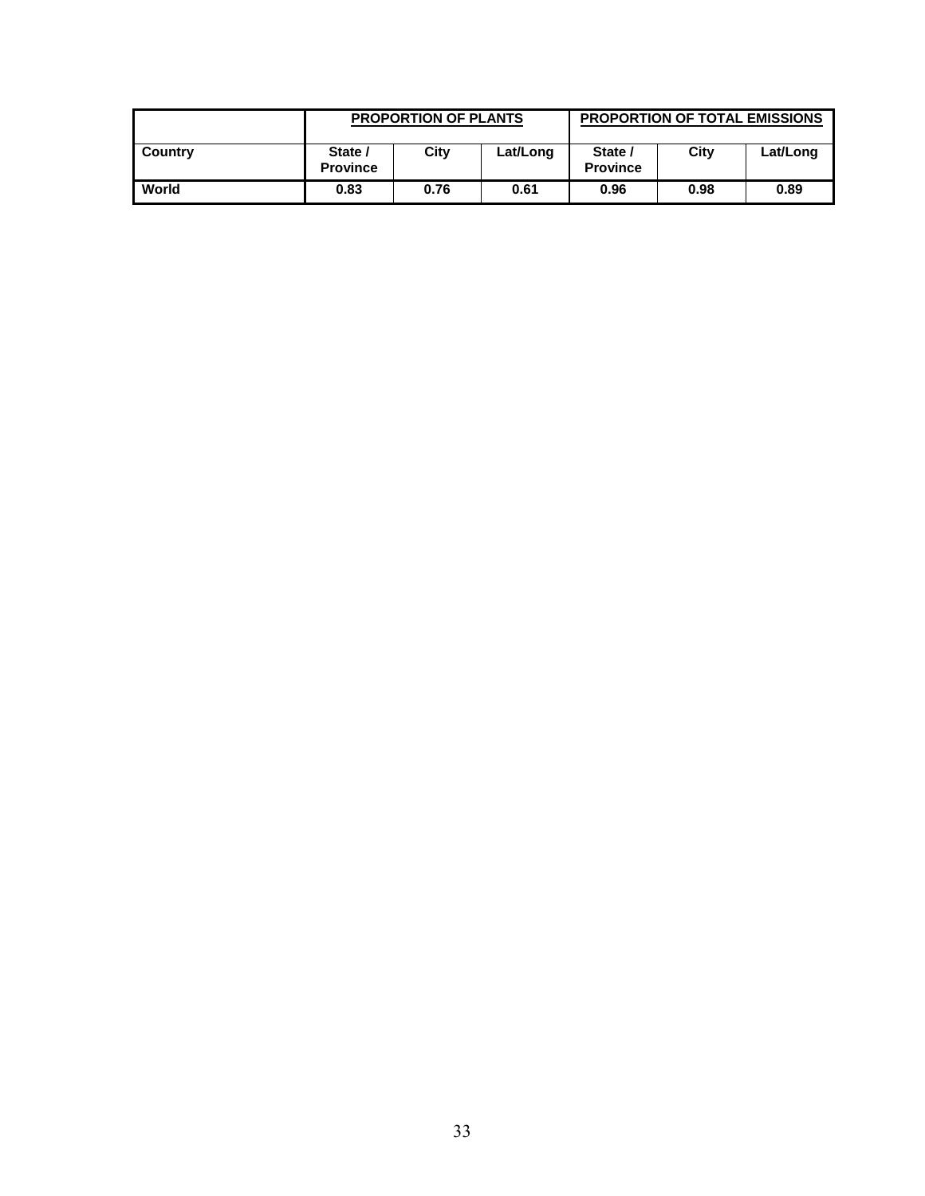| | PROPORTION OF PLANTS | | | PROPORTION OF TOTAL EMISSIONS | | |
|---|---|---|---|---|---|---|
| **Country** | **State / Province** | **City** | **Lat/Long** | **State / Province** | **City** | **Lat/Long** |
| **World** | **0.83** | **0.76** | **0.61** | **0.96** | **0.98** | **0.89** |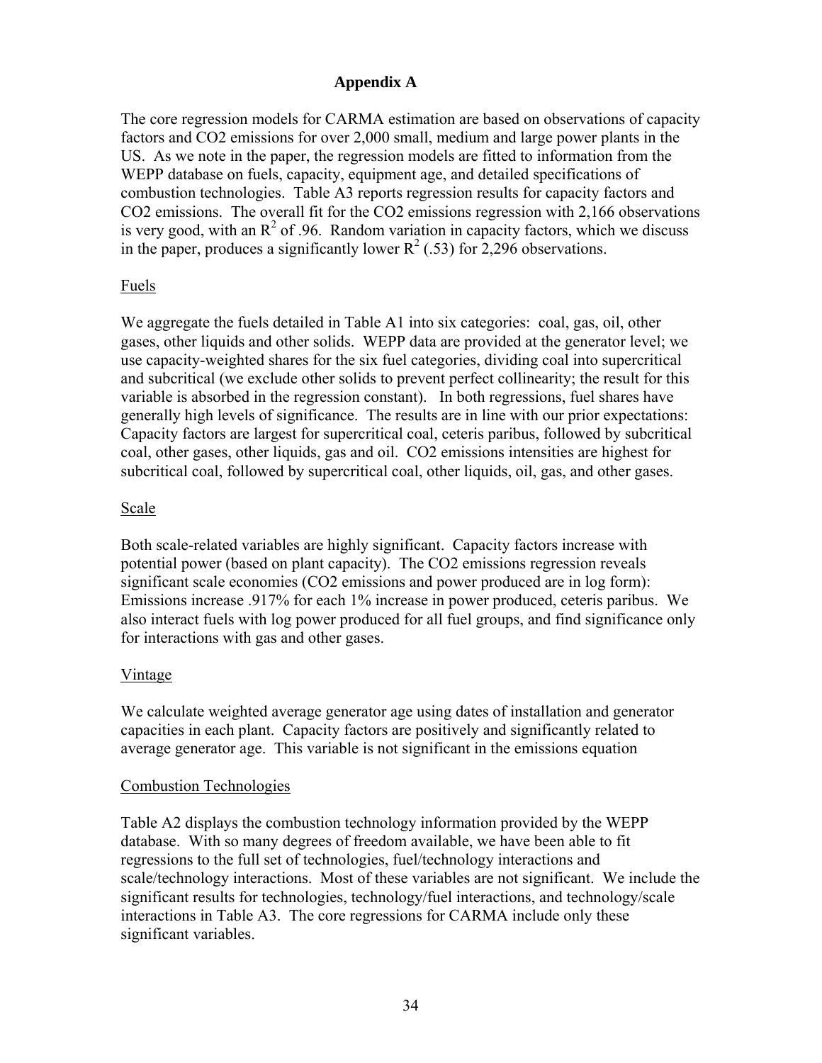# Appendix A

The core regression models for CARMA estimation are based on observations of capacity factors and CO2 emissions for over 2,000 small, medium and large power plants in the US. As we note in the paper, the regression models are fitted to information from the WEPP database on fuels, capacity, equipment age, and detailed specifications of combustion technologies. Table A3 reports regression results for capacity factors and CO2 emissions. The overall fit for the CO2 emissions regression with 2,166 observations is very good, with an $R^2$ of .96. Random variation in capacity factors, which we discuss in the paper, produces a significantly lower $R^2$ (.53) for 2,296 observations.

## Fuels

We aggregate the fuels detailed in Table A1 into six categories: coal, gas, oil, other gases, other liquids and other solids. WEPP data are provided at the generator level; we use capacity-weighted shares for the six fuel categories, dividing coal into supercritical and subcritical (we exclude other solids to prevent perfect collinearity; the result for this variable is absorbed in the regression constant). In both regressions, fuel shares have generally high levels of significance. The results are in line with our prior expectations: Capacity factors are largest for supercritical coal, ceteris paribus, followed by subcritical coal, other gases, other liquids, gas and oil. CO2 emissions intensities are highest for subcritical coal, followed by supercritical coal, other liquids, oil, gas, and other gases.

## Scale

Both scale-related variables are highly significant. Capacity factors increase with potential power (based on plant capacity). The CO2 emissions regression reveals significant scale economies (CO2 emissions and power produced are in log form): Emissions increase .917% for each 1% increase in power produced, ceteris paribus. We also interact fuels with log power produced for all fuel groups, and find significance only for interactions with gas and other gases.

## Vintage

We calculate weighted average generator age using dates of installation and generator capacities in each plant. Capacity factors are positively and significantly related to average generator age. This variable is not significant in the emissions equation

## Combustion Technologies

Table A2 displays the combustion technology information provided by the WEPP database. With so many degrees of freedom available, we have been able to fit regressions to the full set of technologies, fuel/technology interactions and scale/technology interactions. Most of these variables are not significant. We include the significant results for technologies, technology/fuel interactions, and technology/scale interactions in Table A3. The core regressions for CARMA include only these significant variables.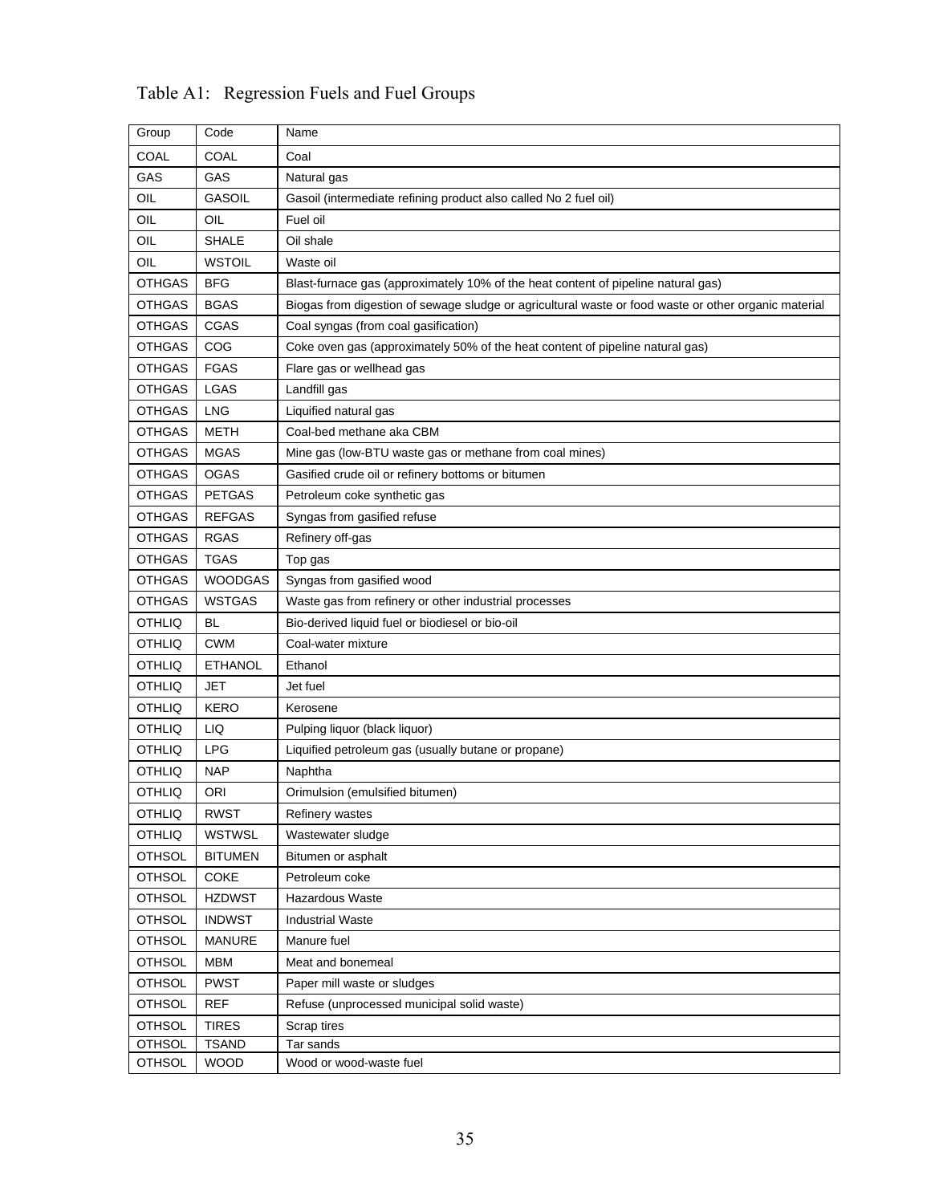Table A1: Regression Fuels and Fuel Groups

| Group | Code | Name |
|---|---|---|
| COAL | COAL | Coal |
| GAS | GAS | Natural gas |
| OIL | GASOIL | Gasoil (intermediate refining product also called No 2 fuel oil) |
| OIL | OIL | Fuel oil |
| OIL | SHALE | Oil shale |
| OIL | WSTOIL | Waste oil |
| OTHGAS | BFG | Blast-furnace gas (approximately 10% of the heat content of pipeline natural gas) |
| OTHGAS | BGAS | Biogas from digestion of sewage sludge or agricultural waste or food waste or other organic material |
| OTHGAS | CGAS | Coal syngas (from coal gasification) |
| OTHGAS | COG | Coke oven gas (approximately 50% of the heat content of pipeline natural gas) |
| OTHGAS | FGAS | Flare gas or wellhead gas |
| OTHGAS | LGAS | Landfill gas |
| OTHGAS | LNG | Liquified natural gas |
| OTHGAS | METH | Coal-bed methane aka CBM |
| OTHGAS | MGAS | Mine gas (low-BTU waste gas or methane from coal mines) |
| OTHGAS | OGAS | Gasified crude oil or refinery bottoms or bitumen |
| OTHGAS | PETGAS | Petroleum coke synthetic gas |
| OTHGAS | REFGAS | Syngas from gasified refuse |
| OTHGAS | RGAS | Refinery off-gas |
| OTHGAS | TGAS | Top gas |
| OTHGAS | WOODGAS | Syngas from gasified wood |
| OTHGAS | WSTGAS | Waste gas from refinery or other industrial processes |
| OTHLIQ | BL | Bio-derived liquid fuel or biodiesel or bio-oil |
| OTHLIQ | CWM | Coal-water mixture |
| OTHLIQ | ETHANOL | Ethanol |
| OTHLIQ | JET | Jet fuel |
| OTHLIQ | KERO | Kerosene |
| OTHLIQ | LIQ | Pulping liquor (black liquor) |
| OTHLIQ | LPG | Liquified petroleum gas (usually butane or propane) |
| OTHLIQ | NAP | Naphtha |
| OTHLIQ | ORI | Orimulsion (emulsified bitumen) |
| OTHLIQ | RWST | Refinery wastes |
| OTHLIQ | WSTWSL | Wastewater sludge |
| OTHSOL | BITUMEN | Bitumen or asphalt |
| OTHSOL | COKE | Petroleum coke |
| OTHSOL | HZDWST | Hazardous Waste |
| OTHSOL | INDWST | Industrial Waste |
| OTHSOL | MANURE | Manure fuel |
| OTHSOL | MBM | Meat and bonemeal |
| OTHSOL | PWST | Paper mill waste or sludges |
| OTHSOL | REF | Refuse (unprocessed municipal solid waste) |
| OTHSOL | TIRES | Scrap tires |
| OTHSOL | TSAND | Tar sands |
| OTHSOL | WOOD | Wood or wood-waste fuel |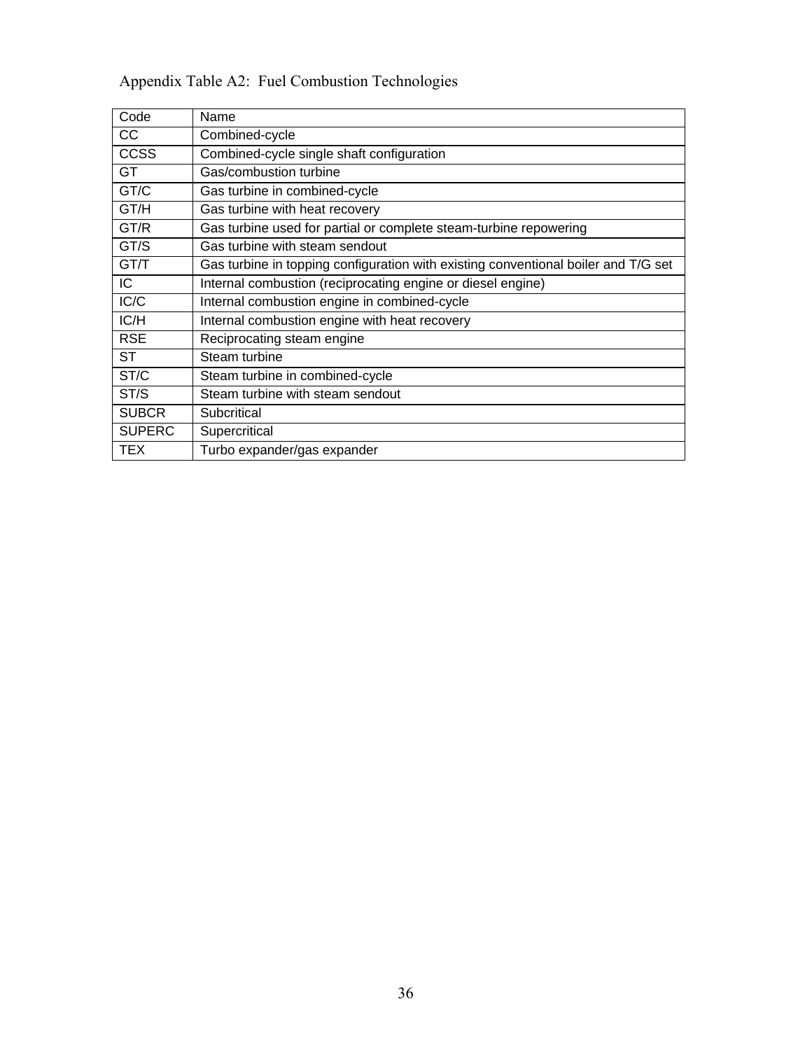Appendix Table A2: Fuel Combustion Technologies

| Code | Name |
| --- | --- |
| CC | Combined-cycle |
| CCSS | Combined-cycle single shaft configuration |
| GT | Gas/combustion turbine |
| GT/C | Gas turbine in combined-cycle |
| GT/H | Gas turbine with heat recovery |
| GT/R | Gas turbine used for partial or complete steam-turbine repowering |
| GT/S | Gas turbine with steam sendout |
| GT/T | Gas turbine in topping configuration with existing conventional boiler and T/G set |
| IC | Internal combustion (reciprocating engine or diesel engine) |
| IC/C | Internal combustion engine in combined-cycle |
| IC/H | Internal combustion engine with heat recovery |
| RSE | Reciprocating steam engine |
| ST | Steam turbine |
| ST/C | Steam turbine in combined-cycle |
| ST/S | Steam turbine with steam sendout |
| SUBCR | Subcritical |
| SUPERC | Supercritical |
| TEX | Turbo expander/gas expander |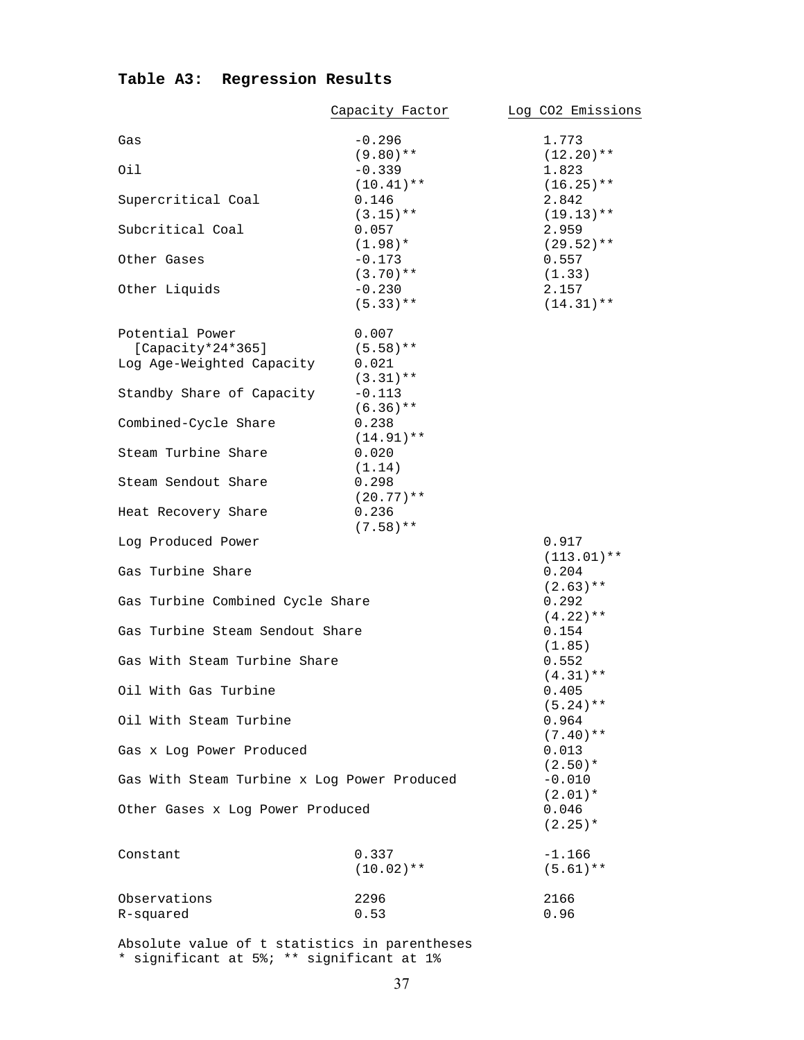## Table A3: Regression Results

| | Capacity Factor | Log CO2 Emissions |
|---|---|---|
| Gas | -0.296 | 1.773 |
| | (9.80)** | (12.20)** |
| Oil | -0.339 | 1.823 |
| | (10.41)** | (16.25)** |
| Supercritical Coal | 0.146 | 2.842 |
| | (3.15)** | (19.13)** |
| Subcritical Coal | 0.057 | 2.959 |
| | (1.98)* | (29.52)** |
| Other Gases | -0.173 | 0.557 |
| | (3.70)** | (1.33) |
| Other Liquids | -0.230 | 2.157 |
| | (5.33)** | (14.31)** |
| Potential Power [Capacity*24*365] | 0.007 | |
| | (5.58)** | |
| Log Age-Weighted Capacity | 0.021 | |
| | (3.31)** | |
| Standby Share of Capacity | -0.113 | |
| | (6.36)** | |
| Combined-Cycle Share | 0.238 | |
| | (14.91)** | |
| Steam Turbine Share | 0.020 | |
| | (1.14) | |
| Steam Sendout Share | 0.298 | |
| | (20.77)** | |
| Heat Recovery Share | 0.236 | |
| | (7.58)** | |
| Log Produced Power | | 0.917 |
| | | (113.01)** |
| Gas Turbine Share | | 0.204 |
| | | (2.63)** |
| Gas Turbine Combined Cycle Share | | 0.292 |
| | | (4.22)** |
| Gas Turbine Steam Sendout Share | | 0.154 |
| | | (1.85) |
| Gas With Steam Turbine Share | | 0.552 |
| | | (4.31)** |
| Oil With Gas Turbine | | 0.405 |
| | | (5.24)** |
| Oil With Steam Turbine | | 0.964 |
| | | (7.40)** |
| Gas x Log Power Produced | | 0.013 |
| | | (2.50)* |
| Gas With Steam Turbine x Log Power Produced | | -0.010 |
| | | (2.01)* |
| Other Gases x Log Power Produced | | 0.046 |
| | | (2.25)* |
| Constant | 0.337 | -1.166 |
| | (10.02)** | (5.61)** |
| Observations | 2296 | 2166 |
| R-squared | 0.53 | 0.96 |

Absolute value of t statistics in parentheses
* significant at 5%; ** significant at 1%